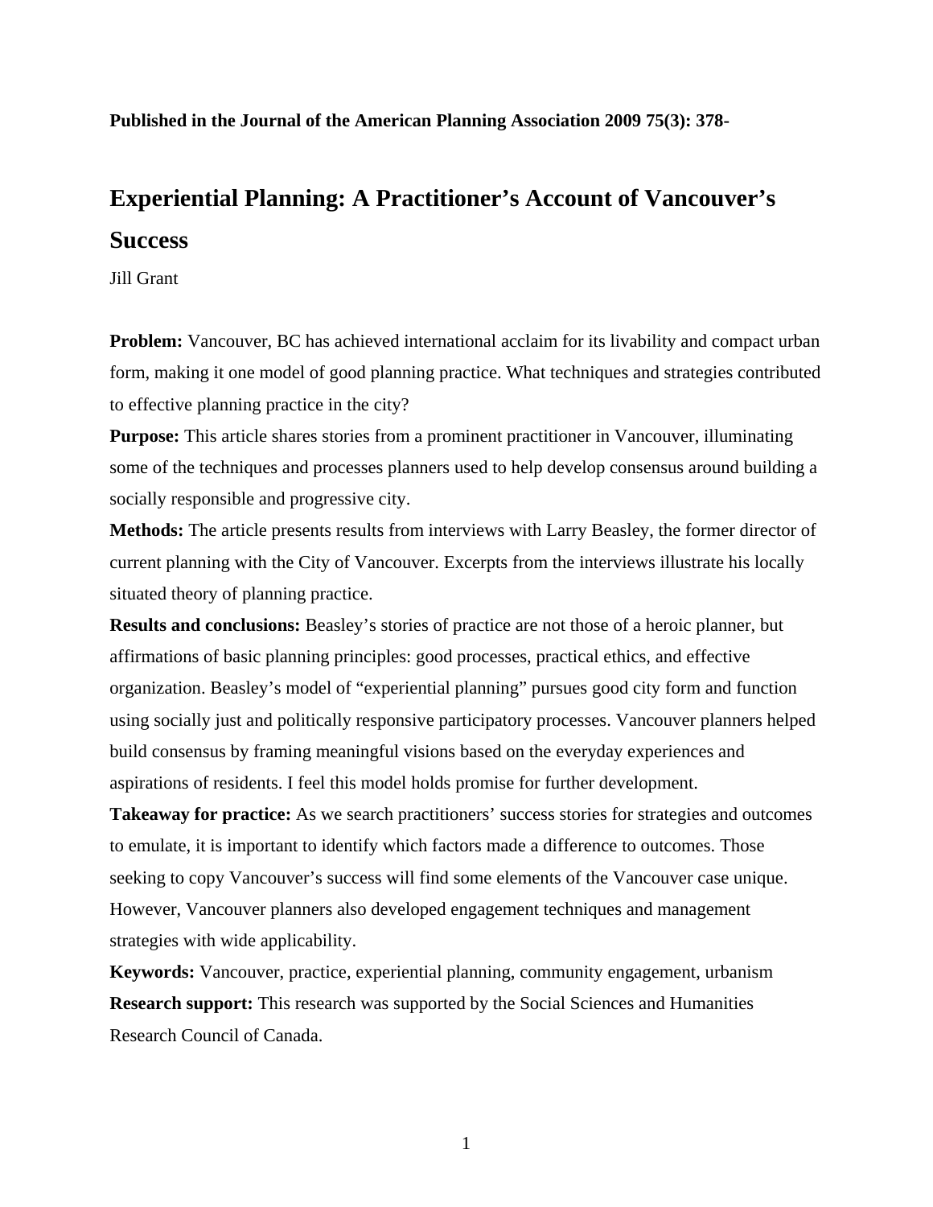**Published in the Journal of the American Planning Association 2009 75(3): 378-**

# Experiential Planning: A Practitioner's Account of Vancouver's Success

Jill Grant

**Problem:** Vancouver, BC has achieved international acclaim for its livability and compact urban form, making it one model of good planning practice. What techniques and strategies contributed to effective planning practice in the city?

**Purpose:** This article shares stories from a prominent practitioner in Vancouver, illuminating some of the techniques and processes planners used to help develop consensus around building a socially responsible and progressive city.

**Methods:** The article presents results from interviews with Larry Beasley, the former director of current planning with the City of Vancouver. Excerpts from the interviews illustrate his locally situated theory of planning practice.

**Results and conclusions:** Beasley's stories of practice are not those of a heroic planner, but affirmations of basic planning principles: good processes, practical ethics, and effective organization. Beasley's model of "experiential planning" pursues good city form and function using socially just and politically responsive participatory processes. Vancouver planners helped build consensus by framing meaningful visions based on the everyday experiences and aspirations of residents. I feel this model holds promise for further development.

**Takeaway for practice:** As we search practitioners' success stories for strategies and outcomes to emulate, it is important to identify which factors made a difference to outcomes. Those seeking to copy Vancouver's success will find some elements of the Vancouver case unique. However, Vancouver planners also developed engagement techniques and management strategies with wide applicability.

**Keywords:** Vancouver, practice, experiential planning, community engagement, urbanism

**Research support:** This research was supported by the Social Sciences and Humanities Research Council of Canada.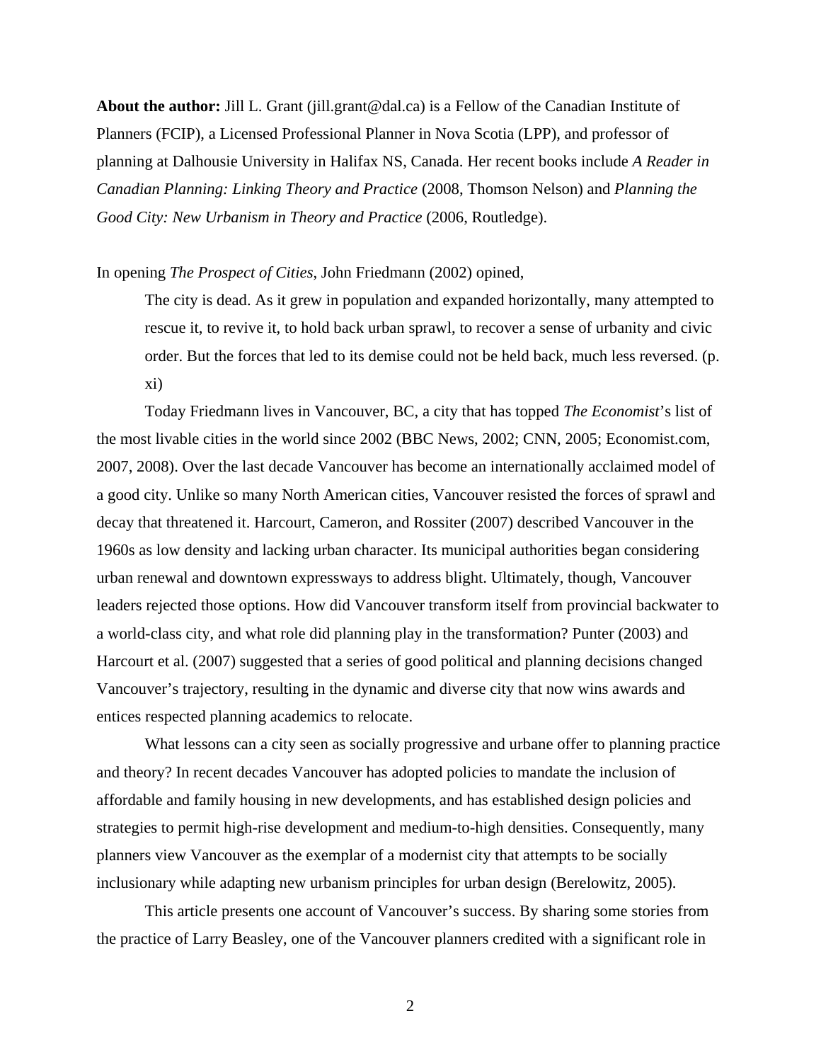**About the author:** Jill L. Grant (jill.grant@dal.ca) is a Fellow of the Canadian Institute of Planners (FCIP), a Licensed Professional Planner in Nova Scotia (LPP), and professor of planning at Dalhousie University in Halifax NS, Canada. Her recent books include *A Reader in Canadian Planning: Linking Theory and Practice* (2008, Thomson Nelson) and *Planning the Good City: New Urbanism in Theory and Practice* (2006, Routledge).

In opening *The Prospect of Cities*, John Friedmann (2002) opined,

> The city is dead. As it grew in population and expanded horizontally, many attempted to rescue it, to revive it, to hold back urban sprawl, to recover a sense of urbanity and civic order. But the forces that led to its demise could not be held back, much less reversed. (p. xi)

Today Friedmann lives in Vancouver, BC, a city that has topped *The Economist*'s list of the most livable cities in the world since 2002 (BBC News, 2002; CNN, 2005; Economist.com, 2007, 2008). Over the last decade Vancouver has become an internationally acclaimed model of a good city. Unlike so many North American cities, Vancouver resisted the forces of sprawl and decay that threatened it. Harcourt, Cameron, and Rossiter (2007) described Vancouver in the 1960s as low density and lacking urban character. Its municipal authorities began considering urban renewal and downtown expressways to address blight. Ultimately, though, Vancouver leaders rejected those options. How did Vancouver transform itself from provincial backwater to a world-class city, and what role did planning play in the transformation? Punter (2003) and Harcourt et al. (2007) suggested that a series of good political and planning decisions changed Vancouver's trajectory, resulting in the dynamic and diverse city that now wins awards and entices respected planning academics to relocate.

What lessons can a city seen as socially progressive and urbane offer to planning practice and theory? In recent decades Vancouver has adopted policies to mandate the inclusion of affordable and family housing in new developments, and has established design policies and strategies to permit high-rise development and medium-to-high densities. Consequently, many planners view Vancouver as the exemplar of a modernist city that attempts to be socially inclusionary while adapting new urbanism principles for urban design (Berelowitz, 2005).

This article presents one account of Vancouver's success. By sharing some stories from the practice of Larry Beasley, one of the Vancouver planners credited with a significant role in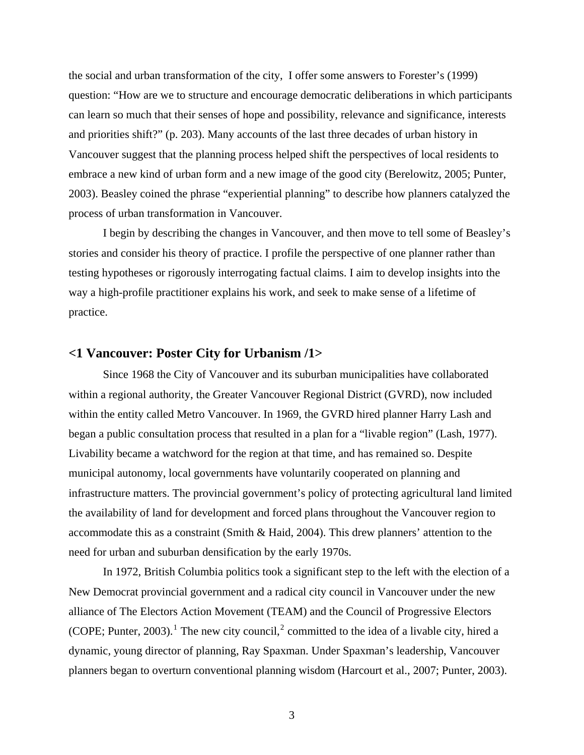the social and urban transformation of the city, I offer some answers to Forester's (1999) question: "How are we to structure and encourage democratic deliberations in which participants can learn so much that their senses of hope and possibility, relevance and significance, interests and priorities shift?" (p. 203). Many accounts of the last three decades of urban history in Vancouver suggest that the planning process helped shift the perspectives of local residents to embrace a new kind of urban form and a new image of the good city (Berelowitz, 2005; Punter, 2003). Beasley coined the phrase "experiential planning" to describe how planners catalyzed the process of urban transformation in Vancouver.

I begin by describing the changes in Vancouver, and then move to tell some of Beasley's stories and consider his theory of practice. I profile the perspective of one planner rather than testing hypotheses or rigorously interrogating factual claims. I aim to develop insights into the way a high-profile practitioner explains his work, and seek to make sense of a lifetime of practice.

## <1 Vancouver: Poster City for Urbanism /1>

Since 1968 the City of Vancouver and its suburban municipalities have collaborated within a regional authority, the Greater Vancouver Regional District (GVRD), now included within the entity called Metro Vancouver. In 1969, the GVRD hired planner Harry Lash and began a public consultation process that resulted in a plan for a "livable region" (Lash, 1977). Livability became a watchword for the region at that time, and has remained so. Despite municipal autonomy, local governments have voluntarily cooperated on planning and infrastructure matters. The provincial government's policy of protecting agricultural land limited the availability of land for development and forced plans throughout the Vancouver region to accommodate this as a constraint (Smith & Haid, 2004). This drew planners' attention to the need for urban and suburban densification by the early 1970s.

In 1972, British Columbia politics took a significant step to the left with the election of a New Democrat provincial government and a radical city council in Vancouver under the new alliance of The Electors Action Movement (TEAM) and the Council of Progressive Electors (COPE; Punter, 2003).[1] The new city council,[2] committed to the idea of a livable city, hired a dynamic, young director of planning, Ray Spaxman. Under Spaxman's leadership, Vancouver planners began to overturn conventional planning wisdom (Harcourt et al., 2007; Punter, 2003).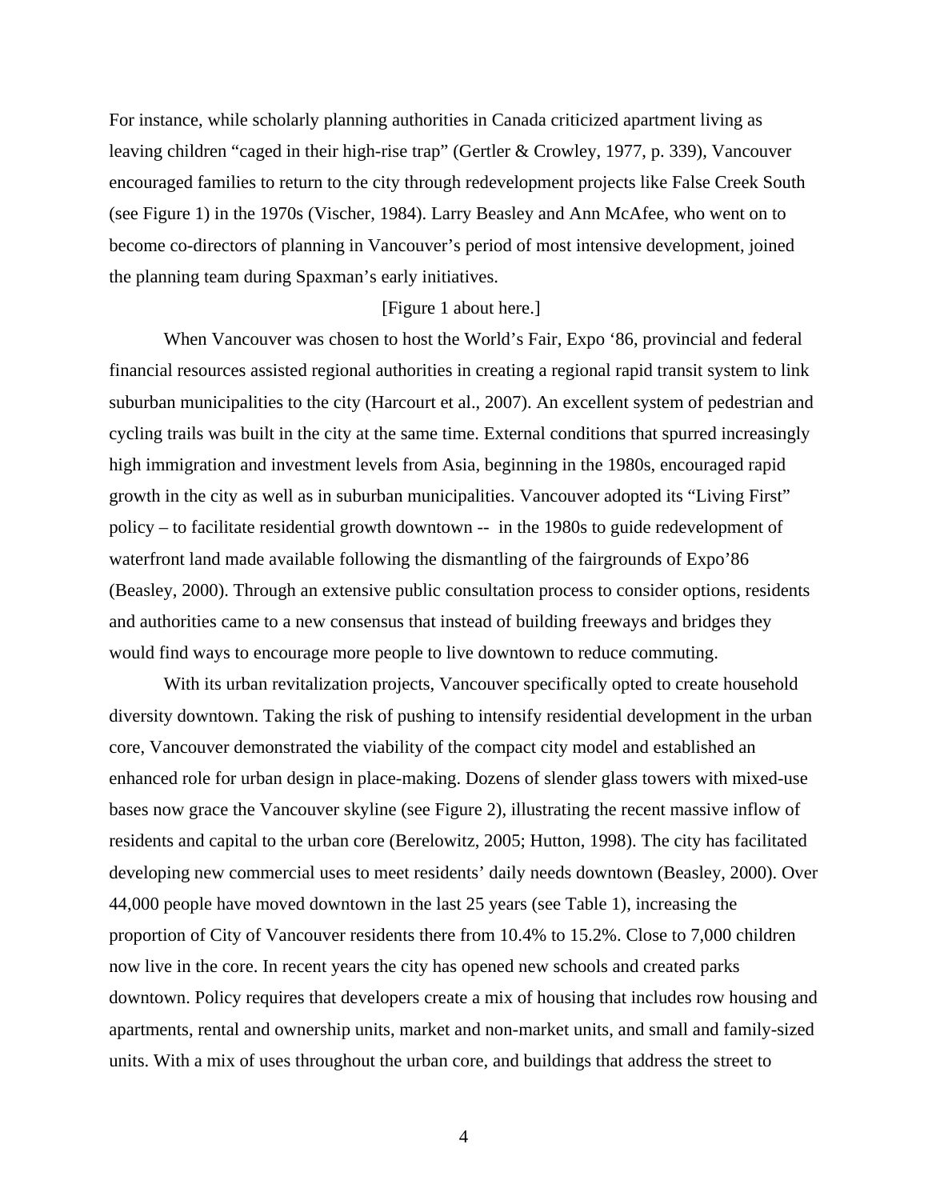For instance, while scholarly planning authorities in Canada criticized apartment living as leaving children "caged in their high-rise trap" (Gertler & Crowley, 1977, p. 339), Vancouver encouraged families to return to the city through redevelopment projects like False Creek South (see Figure 1) in the 1970s (Vischer, 1984). Larry Beasley and Ann McAfee, who went on to become co-directors of planning in Vancouver's period of most intensive development, joined the planning team during Spaxman's early initiatives.

[Figure 1 about here.]

When Vancouver was chosen to host the World's Fair, Expo '86, provincial and federal financial resources assisted regional authorities in creating a regional rapid transit system to link suburban municipalities to the city (Harcourt et al., 2007). An excellent system of pedestrian and cycling trails was built in the city at the same time. External conditions that spurred increasingly high immigration and investment levels from Asia, beginning in the 1980s, encouraged rapid growth in the city as well as in suburban municipalities. Vancouver adopted its "Living First" policy – to facilitate residential growth downtown -- in the 1980s to guide redevelopment of waterfront land made available following the dismantling of the fairgrounds of Expo'86 (Beasley, 2000). Through an extensive public consultation process to consider options, residents and authorities came to a new consensus that instead of building freeways and bridges they would find ways to encourage more people to live downtown to reduce commuting.

With its urban revitalization projects, Vancouver specifically opted to create household diversity downtown. Taking the risk of pushing to intensify residential development in the urban core, Vancouver demonstrated the viability of the compact city model and established an enhanced role for urban design in place-making. Dozens of slender glass towers with mixed-use bases now grace the Vancouver skyline (see Figure 2), illustrating the recent massive inflow of residents and capital to the urban core (Berelowitz, 2005; Hutton, 1998). The city has facilitated developing new commercial uses to meet residents' daily needs downtown (Beasley, 2000). Over 44,000 people have moved downtown in the last 25 years (see Table 1), increasing the proportion of City of Vancouver residents there from 10.4% to 15.2%. Close to 7,000 children now live in the core. In recent years the city has opened new schools and created parks downtown. Policy requires that developers create a mix of housing that includes row housing and apartments, rental and ownership units, market and non-market units, and small and family-sized units. With a mix of uses throughout the urban core, and buildings that address the street to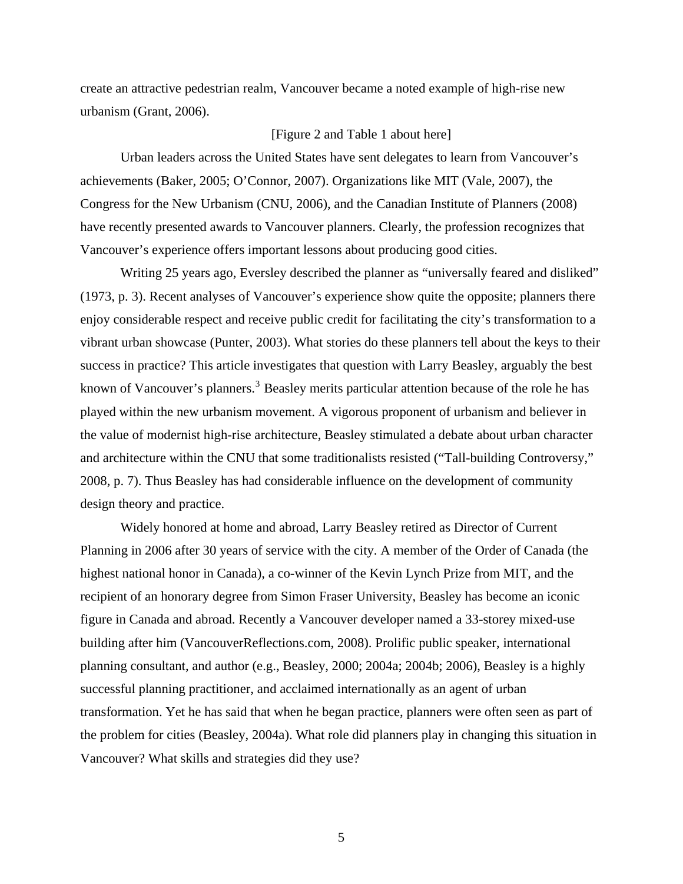create an attractive pedestrian realm, Vancouver became a noted example of high-rise new urbanism (Grant, 2006).

[Figure 2 and Table 1 about here]

Urban leaders across the United States have sent delegates to learn from Vancouver's achievements (Baker, 2005; O'Connor, 2007). Organizations like MIT (Vale, 2007), the Congress for the New Urbanism (CNU, 2006), and the Canadian Institute of Planners (2008) have recently presented awards to Vancouver planners. Clearly, the profession recognizes that Vancouver's experience offers important lessons about producing good cities.

Writing 25 years ago, Eversley described the planner as "universally feared and disliked" (1973, p. 3). Recent analyses of Vancouver's experience show quite the opposite; planners there enjoy considerable respect and receive public credit for facilitating the city's transformation to a vibrant urban showcase (Punter, 2003). What stories do these planners tell about the keys to their success in practice? This article investigates that question with Larry Beasley, arguably the best known of Vancouver's planners.[3] Beasley merits particular attention because of the role he has played within the new urbanism movement. A vigorous proponent of urbanism and believer in the value of modernist high-rise architecture, Beasley stimulated a debate about urban character and architecture within the CNU that some traditionalists resisted ("Tall-building Controversy," 2008, p. 7). Thus Beasley has had considerable influence on the development of community design theory and practice.

Widely honored at home and abroad, Larry Beasley retired as Director of Current Planning in 2006 after 30 years of service with the city. A member of the Order of Canada (the highest national honor in Canada), a co-winner of the Kevin Lynch Prize from MIT, and the recipient of an honorary degree from Simon Fraser University, Beasley has become an iconic figure in Canada and abroad. Recently a Vancouver developer named a 33-storey mixed-use building after him (VancouverReflections.com, 2008). Prolific public speaker, international planning consultant, and author (e.g., Beasley, 2000; 2004a; 2004b; 2006), Beasley is a highly successful planning practitioner, and acclaimed internationally as an agent of urban transformation. Yet he has said that when he began practice, planners were often seen as part of the problem for cities (Beasley, 2004a). What role did planners play in changing this situation in Vancouver? What skills and strategies did they use?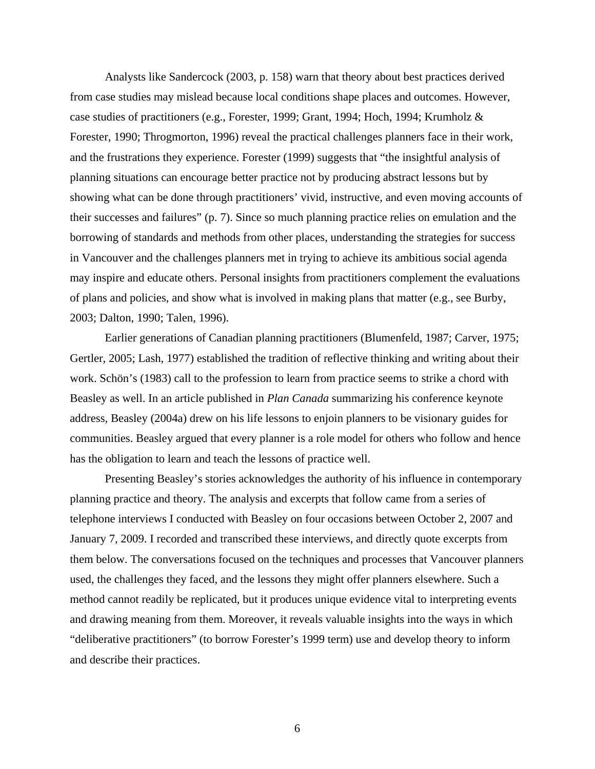Analysts like Sandercock (2003, p. 158) warn that theory about best practices derived from case studies may mislead because local conditions shape places and outcomes. However, case studies of practitioners (e.g., Forester, 1999; Grant, 1994; Hoch, 1994; Krumholz & Forester, 1990; Throgmorton, 1996) reveal the practical challenges planners face in their work, and the frustrations they experience. Forester (1999) suggests that "the insightful analysis of planning situations can encourage better practice not by producing abstract lessons but by showing what can be done through practitioners' vivid, instructive, and even moving accounts of their successes and failures" (p. 7). Since so much planning practice relies on emulation and the borrowing of standards and methods from other places, understanding the strategies for success in Vancouver and the challenges planners met in trying to achieve its ambitious social agenda may inspire and educate others. Personal insights from practitioners complement the evaluations of plans and policies, and show what is involved in making plans that matter (e.g., see Burby, 2003; Dalton, 1990; Talen, 1996).

Earlier generations of Canadian planning practitioners (Blumenfeld, 1987; Carver, 1975; Gertler, 2005; Lash, 1977) established the tradition of reflective thinking and writing about their work. Schön's (1983) call to the profession to learn from practice seems to strike a chord with Beasley as well. In an article published in *Plan Canada* summarizing his conference keynote address, Beasley (2004a) drew on his life lessons to enjoin planners to be visionary guides for communities. Beasley argued that every planner is a role model for others who follow and hence has the obligation to learn and teach the lessons of practice well.

Presenting Beasley's stories acknowledges the authority of his influence in contemporary planning practice and theory. The analysis and excerpts that follow came from a series of telephone interviews I conducted with Beasley on four occasions between October 2, 2007 and January 7, 2009. I recorded and transcribed these interviews, and directly quote excerpts from them below. The conversations focused on the techniques and processes that Vancouver planners used, the challenges they faced, and the lessons they might offer planners elsewhere. Such a method cannot readily be replicated, but it produces unique evidence vital to interpreting events and drawing meaning from them. Moreover, it reveals valuable insights into the ways in which "deliberative practitioners" (to borrow Forester's 1999 term) use and develop theory to inform and describe their practices.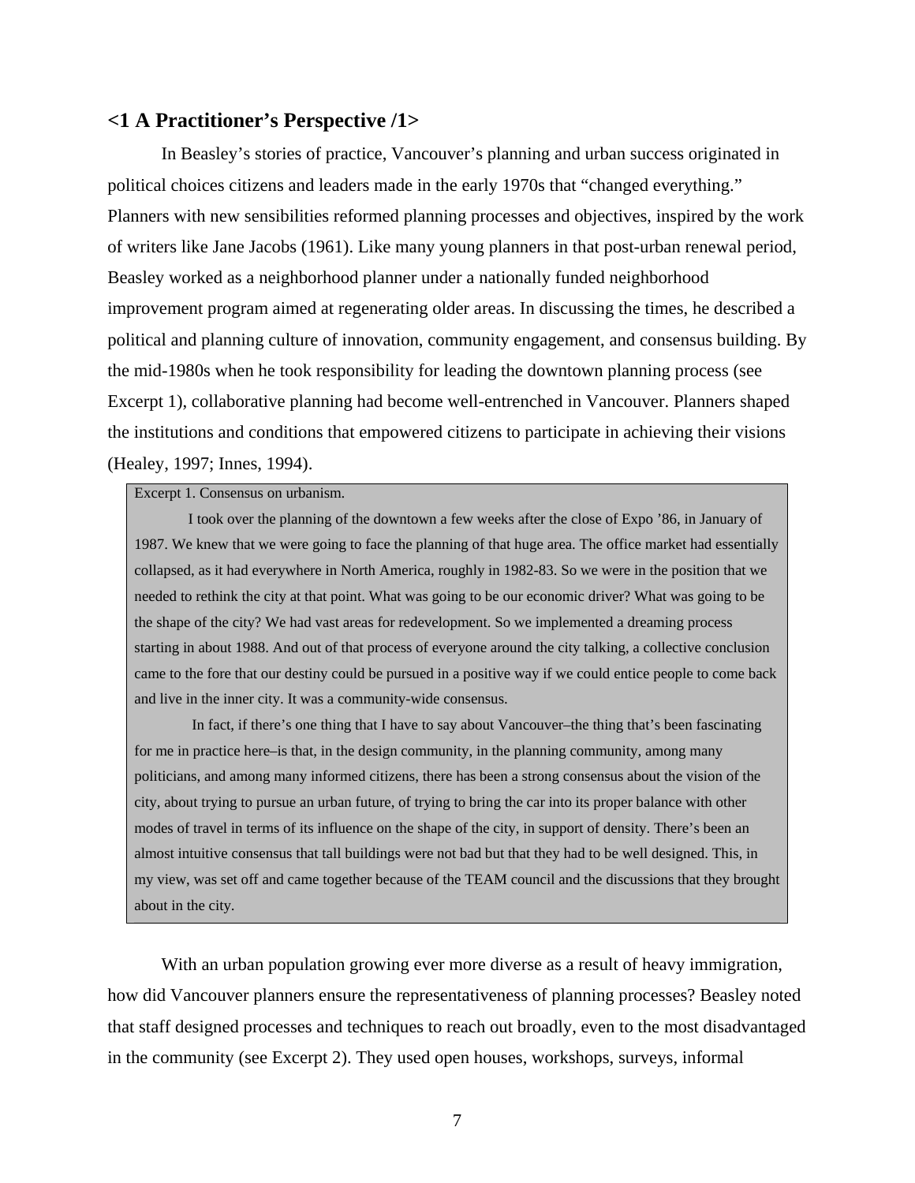## <1 A Practitioner's Perspective /1>

In Beasley's stories of practice, Vancouver's planning and urban success originated in political choices citizens and leaders made in the early 1970s that "changed everything." Planners with new sensibilities reformed planning processes and objectives, inspired by the work of writers like Jane Jacobs (1961). Like many young planners in that post-urban renewal period, Beasley worked as a neighborhood planner under a nationally funded neighborhood improvement program aimed at regenerating older areas. In discussing the times, he described a political and planning culture of innovation, community engagement, and consensus building. By the mid-1980s when he took responsibility for leading the downtown planning process (see Excerpt 1), collaborative planning had become well-entrenched in Vancouver. Planners shaped the institutions and conditions that empowered citizens to participate in achieving their visions (Healey, 1997; Innes, 1994).

> Excerpt 1. Consensus on urbanism.
>
> I took over the planning of the downtown a few weeks after the close of Expo '86, in January of 1987. We knew that we were going to face the planning of that huge area. The office market had essentially collapsed, as it had everywhere in North America, roughly in 1982-83. So we were in the position that we needed to rethink the city at that point. What was going to be our economic driver? What was going to be the shape of the city? We had vast areas for redevelopment. So we implemented a dreaming process starting in about 1988. And out of that process of everyone around the city talking, a collective conclusion came to the fore that our destiny could be pursued in a positive way if we could entice people to come back and live in the inner city. It was a community-wide consensus.
>
> In fact, if there's one thing that I have to say about Vancouver–the thing that's been fascinating for me in practice here–is that, in the design community, in the planning community, among many politicians, and among many informed citizens, there has been a strong consensus about the vision of the city, about trying to pursue an urban future, of trying to bring the car into its proper balance with other modes of travel in terms of its influence on the shape of the city, in support of density. There's been an almost intuitive consensus that tall buildings were not bad but that they had to be well designed. This, in my view, was set off and came together because of the TEAM council and the discussions that they brought about in the city.

With an urban population growing ever more diverse as a result of heavy immigration, how did Vancouver planners ensure the representativeness of planning processes? Beasley noted that staff designed processes and techniques to reach out broadly, even to the most disadvantaged in the community (see Excerpt 2). They used open houses, workshops, surveys, informal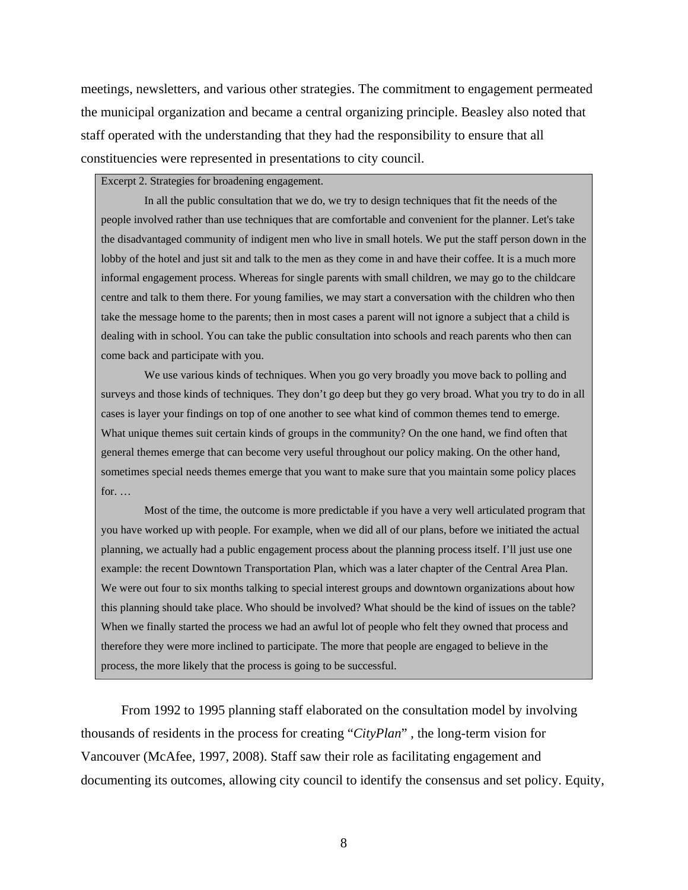meetings, newsletters, and various other strategies. The commitment to engagement permeated the municipal organization and became a central organizing principle. Beasley also noted that staff operated with the understanding that they had the responsibility to ensure that all constituencies were represented in presentations to city council.

> Excerpt 2. Strategies for broadening engagement.
>
> In all the public consultation that we do, we try to design techniques that fit the needs of the people involved rather than use techniques that are comfortable and convenient for the planner. Let's take the disadvantaged community of indigent men who live in small hotels. We put the staff person down in the lobby of the hotel and just sit and talk to the men as they come in and have their coffee. It is a much more informal engagement process. Whereas for single parents with small children, we may go to the childcare centre and talk to them there. For young families, we may start a conversation with the children who then take the message home to the parents; then in most cases a parent will not ignore a subject that a child is dealing with in school. You can take the public consultation into schools and reach parents who then can come back and participate with you.
>
> We use various kinds of techniques. When you go very broadly you move back to polling and surveys and those kinds of techniques. They don't go deep but they go very broad. What you try to do in all cases is layer your findings on top of one another to see what kind of common themes tend to emerge. What unique themes suit certain kinds of groups in the community? On the one hand, we find often that general themes emerge that can become very useful throughout our policy making. On the other hand, sometimes special needs themes emerge that you want to make sure that you maintain some policy places for. …
>
> Most of the time, the outcome is more predictable if you have a very well articulated program that you have worked up with people. For example, when we did all of our plans, before we initiated the actual planning, we actually had a public engagement process about the planning process itself. I'll just use one example: the recent Downtown Transportation Plan, which was a later chapter of the Central Area Plan. We were out four to six months talking to special interest groups and downtown organizations about how this planning should take place. Who should be involved? What should be the kind of issues on the table? When we finally started the process we had an awful lot of people who felt they owned that process and therefore they were more inclined to participate. The more that people are engaged to believe in the process, the more likely that the process is going to be successful.

From 1992 to 1995 planning staff elaborated on the consultation model by involving thousands of residents in the process for creating "*CityPlan*" , the long-term vision for Vancouver (McAfee, 1997, 2008). Staff saw their role as facilitating engagement and documenting its outcomes, allowing city council to identify the consensus and set policy. Equity,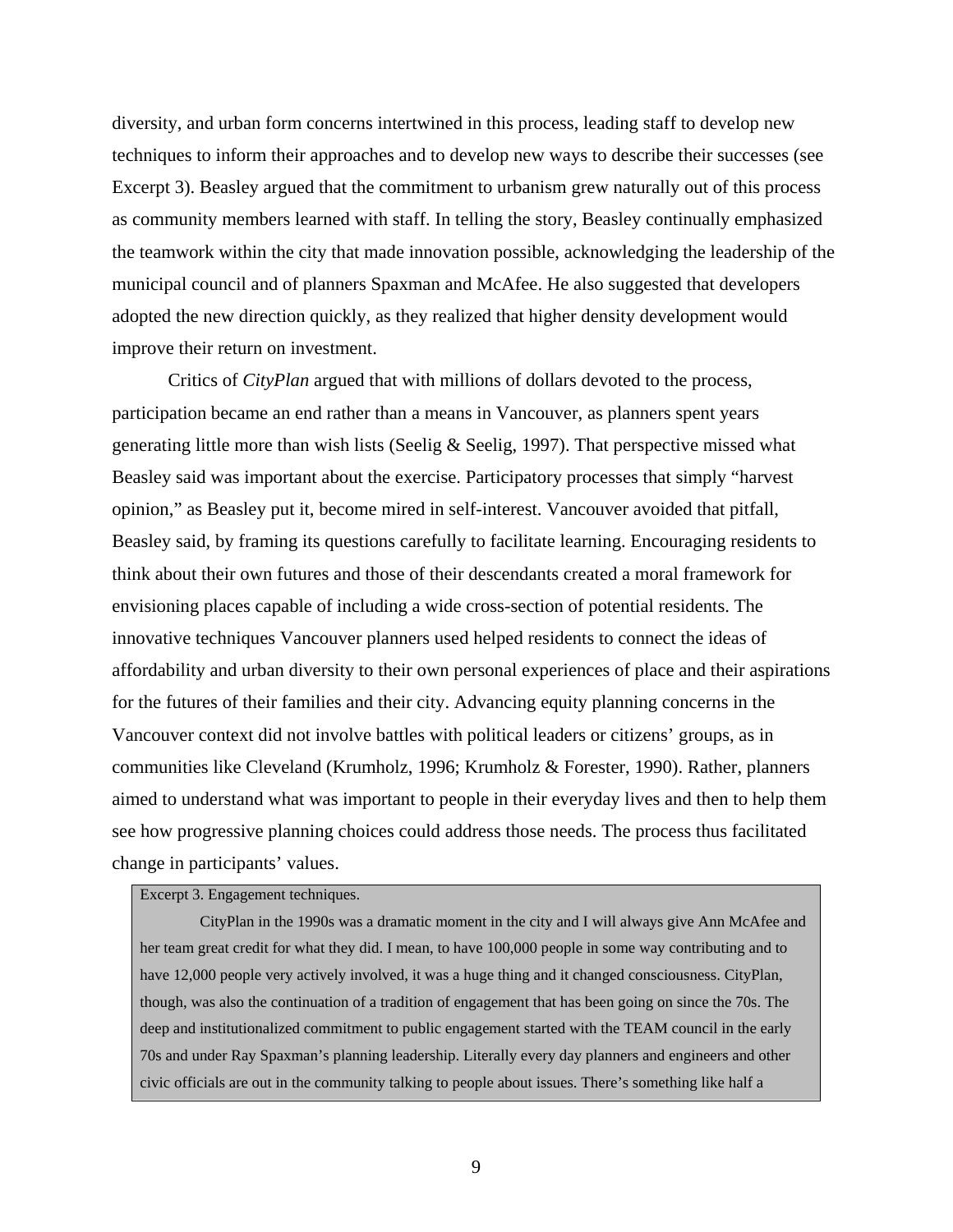diversity, and urban form concerns intertwined in this process, leading staff to develop new techniques to inform their approaches and to develop new ways to describe their successes (see Excerpt 3). Beasley argued that the commitment to urbanism grew naturally out of this process as community members learned with staff. In telling the story, Beasley continually emphasized the teamwork within the city that made innovation possible, acknowledging the leadership of the municipal council and of planners Spaxman and McAfee. He also suggested that developers adopted the new direction quickly, as they realized that higher density development would improve their return on investment.

Critics of *CityPlan* argued that with millions of dollars devoted to the process, participation became an end rather than a means in Vancouver, as planners spent years generating little more than wish lists (Seelig & Seelig, 1997). That perspective missed what Beasley said was important about the exercise. Participatory processes that simply "harvest opinion," as Beasley put it, become mired in self-interest. Vancouver avoided that pitfall, Beasley said, by framing its questions carefully to facilitate learning. Encouraging residents to think about their own futures and those of their descendants created a moral framework for envisioning places capable of including a wide cross-section of potential residents. The innovative techniques Vancouver planners used helped residents to connect the ideas of affordability and urban diversity to their own personal experiences of place and their aspirations for the futures of their families and their city. Advancing equity planning concerns in the Vancouver context did not involve battles with political leaders or citizens' groups, as in communities like Cleveland (Krumholz, 1996; Krumholz & Forester, 1990). Rather, planners aimed to understand what was important to people in their everyday lives and then to help them see how progressive planning choices could address those needs. The process thus facilitated change in participants' values.

> Excerpt 3. Engagement techniques.
>
> CityPlan in the 1990s was a dramatic moment in the city and I will always give Ann McAfee and her team great credit for what they did. I mean, to have 100,000 people in some way contributing and to have 12,000 people very actively involved, it was a huge thing and it changed consciousness. CityPlan, though, was also the continuation of a tradition of engagement that has been going on since the 70s. The deep and institutionalized commitment to public engagement started with the TEAM council in the early 70s and under Ray Spaxman's planning leadership. Literally every day planners and engineers and other civic officials are out in the community talking to people about issues. There's something like half a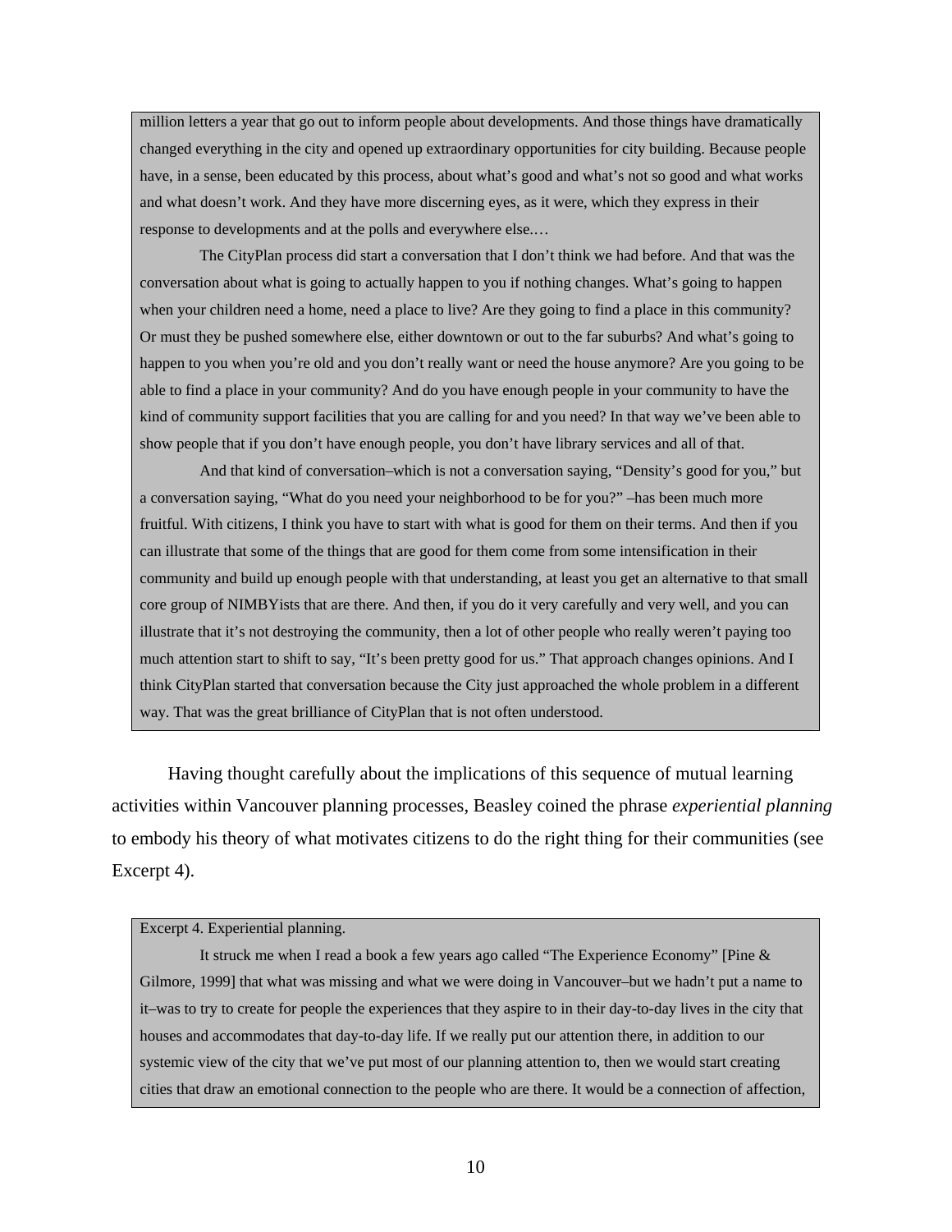million letters a year that go out to inform people about developments. And those things have dramatically changed everything in the city and opened up extraordinary opportunities for city building. Because people have, in a sense, been educated by this process, about what's good and what's not so good and what works and what doesn't work. And they have more discerning eyes, as it were, which they express in their response to developments and at the polls and everywhere else.…

The CityPlan process did start a conversation that I don't think we had before. And that was the conversation about what is going to actually happen to you if nothing changes. What's going to happen when your children need a home, need a place to live? Are they going to find a place in this community? Or must they be pushed somewhere else, either downtown or out to the far suburbs? And what's going to happen to you when you're old and you don't really want or need the house anymore? Are you going to be able to find a place in your community? And do you have enough people in your community to have the kind of community support facilities that you are calling for and you need? In that way we've been able to show people that if you don't have enough people, you don't have library services and all of that.

And that kind of conversation–which is not a conversation saying, "Density's good for you," but a conversation saying, "What do you need your neighborhood to be for you?" –has been much more fruitful. With citizens, I think you have to start with what is good for them on their terms. And then if you can illustrate that some of the things that are good for them come from some intensification in their community and build up enough people with that understanding, at least you get an alternative to that small core group of NIMBYists that are there. And then, if you do it very carefully and very well, and you can illustrate that it's not destroying the community, then a lot of other people who really weren't paying too much attention start to shift to say, "It's been pretty good for us." That approach changes opinions. And I think CityPlan started that conversation because the City just approached the whole problem in a different way. That was the great brilliance of CityPlan that is not often understood.

Having thought carefully about the implications of this sequence of mutual learning activities within Vancouver planning processes, Beasley coined the phrase *experiential planning* to embody his theory of what motivates citizens to do the right thing for their communities (see Excerpt 4).

Excerpt 4. Experiential planning.

It struck me when I read a book a few years ago called "The Experience Economy" [Pine & Gilmore, 1999] that what was missing and what we were doing in Vancouver–but we hadn't put a name to it–was to try to create for people the experiences that they aspire to in their day-to-day lives in the city that houses and accommodates that day-to-day life. If we really put our attention there, in addition to our systemic view of the city that we've put most of our planning attention to, then we would start creating cities that draw an emotional connection to the people who are there. It would be a connection of affection,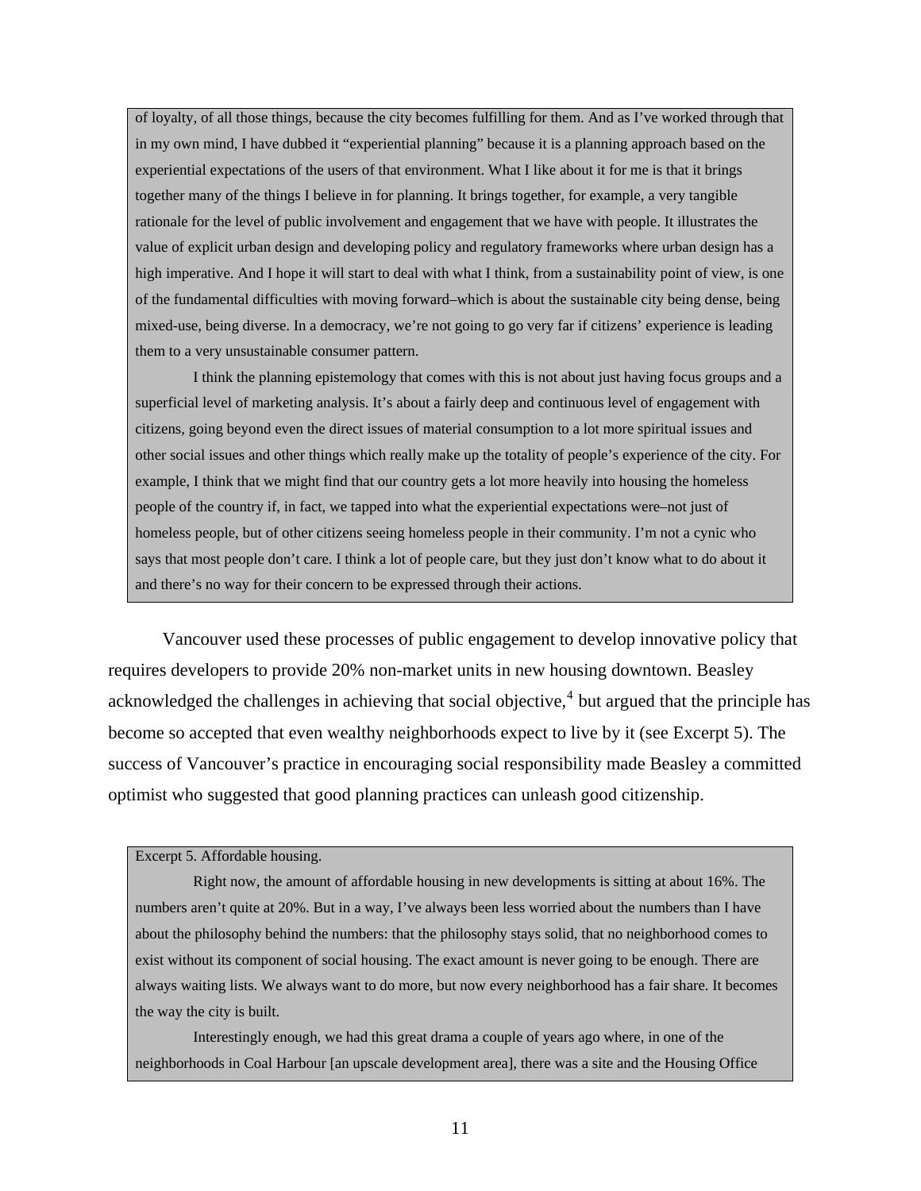> of loyalty, of all those things, because the city becomes fulfilling for them. And as I've worked through that in my own mind, I have dubbed it "experiential planning" because it is a planning approach based on the experiential expectations of the users of that environment. What I like about it for me is that it brings together many of the things I believe in for planning. It brings together, for example, a very tangible rationale for the level of public involvement and engagement that we have with people. It illustrates the value of explicit urban design and developing policy and regulatory frameworks where urban design has a high imperative. And I hope it will start to deal with what I think, from a sustainability point of view, is one of the fundamental difficulties with moving forward–which is about the sustainable city being dense, being mixed-use, being diverse. In a democracy, we're not going to go very far if citizens' experience is leading them to a very unsustainable consumer pattern.
>
> I think the planning epistemology that comes with this is not about just having focus groups and a superficial level of marketing analysis. It's about a fairly deep and continuous level of engagement with citizens, going beyond even the direct issues of material consumption to a lot more spiritual issues and other social issues and other things which really make up the totality of people's experience of the city. For example, I think that we might find that our country gets a lot more heavily into housing the homeless people of the country if, in fact, we tapped into what the experiential expectations were–not just of homeless people, but of other citizens seeing homeless people in their community. I'm not a cynic who says that most people don't care. I think a lot of people care, but they just don't know what to do about it and there's no way for their concern to be expressed through their actions.

Vancouver used these processes of public engagement to develop innovative policy that requires developers to provide 20% non-market units in new housing downtown. Beasley acknowledged the challenges in achieving that social objective,[4] but argued that the principle has become so accepted that even wealthy neighborhoods expect to live by it (see Excerpt 5). The success of Vancouver's practice in encouraging social responsibility made Beasley a committed optimist who suggested that good planning practices can unleash good citizenship.

> Excerpt 5. Affordable housing.
>
> Right now, the amount of affordable housing in new developments is sitting at about 16%. The numbers aren't quite at 20%. But in a way, I've always been less worried about the numbers than I have about the philosophy behind the numbers: that the philosophy stays solid, that no neighborhood comes to exist without its component of social housing. The exact amount is never going to be enough. There are always waiting lists. We always want to do more, but now every neighborhood has a fair share. It becomes the way the city is built.
>
> Interestingly enough, we had this great drama a couple of years ago where, in one of the neighborhoods in Coal Harbour [an upscale development area], there was a site and the Housing Office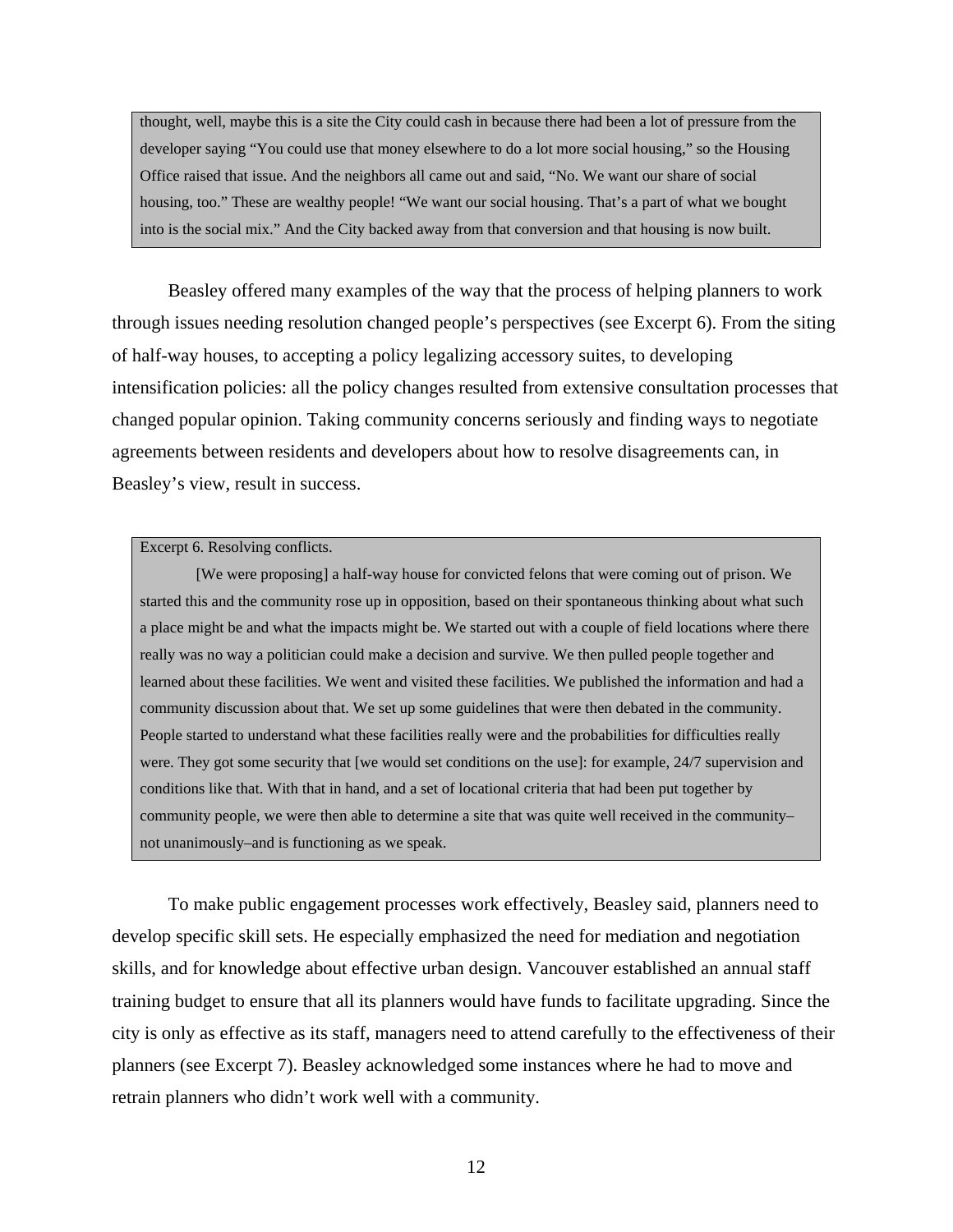> thought, well, maybe this is a site the City could cash in because there had been a lot of pressure from the developer saying "You could use that money elsewhere to do a lot more social housing," so the Housing Office raised that issue. And the neighbors all came out and said, "No. We want our share of social housing, too." These are wealthy people! "We want our social housing. That's a part of what we bought into is the social mix." And the City backed away from that conversion and that housing is now built.

Beasley offered many examples of the way that the process of helping planners to work through issues needing resolution changed people's perspectives (see Excerpt 6). From the siting of half-way houses, to accepting a policy legalizing accessory suites, to developing intensification policies: all the policy changes resulted from extensive consultation processes that changed popular opinion. Taking community concerns seriously and finding ways to negotiate agreements between residents and developers about how to resolve disagreements can, in Beasley's view, result in success.

> Excerpt 6. Resolving conflicts.
>
> [We were proposing] a half-way house for convicted felons that were coming out of prison. We started this and the community rose up in opposition, based on their spontaneous thinking about what such a place might be and what the impacts might be. We started out with a couple of field locations where there really was no way a politician could make a decision and survive. We then pulled people together and learned about these facilities. We went and visited these facilities. We published the information and had a community discussion about that. We set up some guidelines that were then debated in the community. People started to understand what these facilities really were and the probabilities for difficulties really were. They got some security that [we would set conditions on the use]: for example, 24/7 supervision and conditions like that. With that in hand, and a set of locational criteria that had been put together by community people, we were then able to determine a site that was quite well received in the community–not unanimously–and is functioning as we speak.

To make public engagement processes work effectively, Beasley said, planners need to develop specific skill sets. He especially emphasized the need for mediation and negotiation skills, and for knowledge about effective urban design. Vancouver established an annual staff training budget to ensure that all its planners would have funds to facilitate upgrading. Since the city is only as effective as its staff, managers need to attend carefully to the effectiveness of their planners (see Excerpt 7). Beasley acknowledged some instances where he had to move and retrain planners who didn't work well with a community.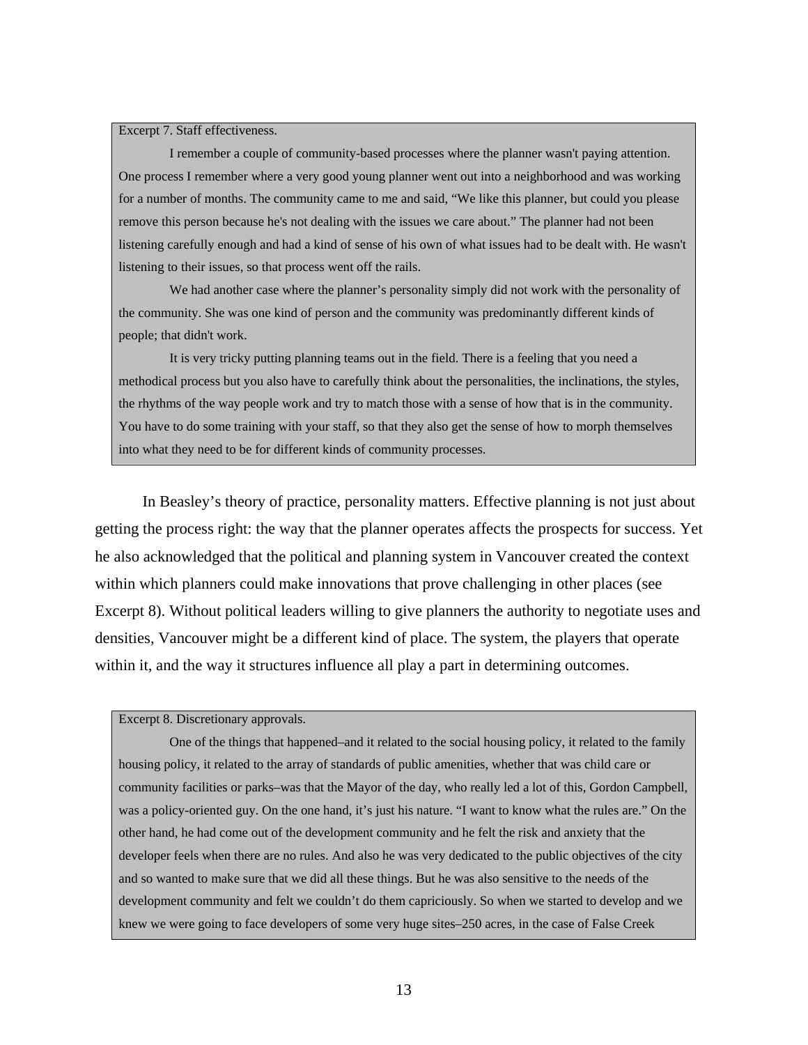Excerpt 7. Staff effectiveness.

I remember a couple of community-based processes where the planner wasn't paying attention. One process I remember where a very good young planner went out into a neighborhood and was working for a number of months. The community came to me and said, "We like this planner, but could you please remove this person because he's not dealing with the issues we care about." The planner had not been listening carefully enough and had a kind of sense of his own of what issues had to be dealt with. He wasn't listening to their issues, so that process went off the rails.

We had another case where the planner's personality simply did not work with the personality of the community. She was one kind of person and the community was predominantly different kinds of people; that didn't work.

It is very tricky putting planning teams out in the field. There is a feeling that you need a methodical process but you also have to carefully think about the personalities, the inclinations, the styles, the rhythms of the way people work and try to match those with a sense of how that is in the community. You have to do some training with your staff, so that they also get the sense of how to morph themselves into what they need to be for different kinds of community processes.

In Beasley's theory of practice, personality matters. Effective planning is not just about getting the process right: the way that the planner operates affects the prospects for success. Yet he also acknowledged that the political and planning system in Vancouver created the context within which planners could make innovations that prove challenging in other places (see Excerpt 8). Without political leaders willing to give planners the authority to negotiate uses and densities, Vancouver might be a different kind of place. The system, the players that operate within it, and the way it structures influence all play a part in determining outcomes.

Excerpt 8. Discretionary approvals.

One of the things that happened–and it related to the social housing policy, it related to the family housing policy, it related to the array of standards of public amenities, whether that was child care or community facilities or parks–was that the Mayor of the day, who really led a lot of this, Gordon Campbell, was a policy-oriented guy. On the one hand, it's just his nature. "I want to know what the rules are." On the other hand, he had come out of the development community and he felt the risk and anxiety that the developer feels when there are no rules. And also he was very dedicated to the public objectives of the city and so wanted to make sure that we did all these things. But he was also sensitive to the needs of the development community and felt we couldn't do them capriciously. So when we started to develop and we knew we were going to face developers of some very huge sites–250 acres, in the case of False Creek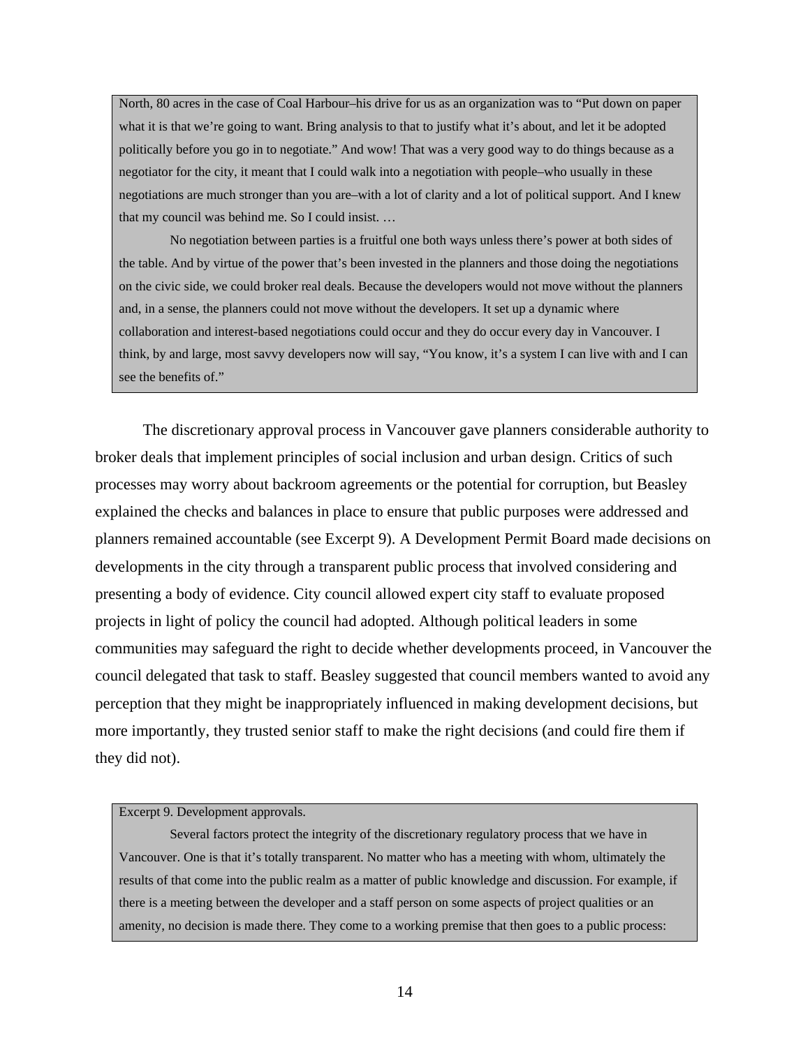North, 80 acres in the case of Coal Harbour–his drive for us as an organization was to "Put down on paper what it is that we're going to want. Bring analysis to that to justify what it's about, and let it be adopted politically before you go in to negotiate." And wow! That was a very good way to do things because as a negotiator for the city, it meant that I could walk into a negotiation with people–who usually in these negotiations are much stronger than you are–with a lot of clarity and a lot of political support. And I knew that my council was behind me. So I could insist. …

No negotiation between parties is a fruitful one both ways unless there's power at both sides of the table. And by virtue of the power that's been invested in the planners and those doing the negotiations on the civic side, we could broker real deals. Because the developers would not move without the planners and, in a sense, the planners could not move without the developers. It set up a dynamic where collaboration and interest-based negotiations could occur and they do occur every day in Vancouver. I think, by and large, most savvy developers now will say, "You know, it's a system I can live with and I can see the benefits of."

The discretionary approval process in Vancouver gave planners considerable authority to broker deals that implement principles of social inclusion and urban design. Critics of such processes may worry about backroom agreements or the potential for corruption, but Beasley explained the checks and balances in place to ensure that public purposes were addressed and planners remained accountable (see Excerpt 9). A Development Permit Board made decisions on developments in the city through a transparent public process that involved considering and presenting a body of evidence. City council allowed expert city staff to evaluate proposed projects in light of policy the council had adopted. Although political leaders in some communities may safeguard the right to decide whether developments proceed, in Vancouver the council delegated that task to staff. Beasley suggested that council members wanted to avoid any perception that they might be inappropriately influenced in making development decisions, but more importantly, they trusted senior staff to make the right decisions (and could fire them if they did not).

Excerpt 9. Development approvals.

Several factors protect the integrity of the discretionary regulatory process that we have in Vancouver. One is that it's totally transparent. No matter who has a meeting with whom, ultimately the results of that come into the public realm as a matter of public knowledge and discussion. For example, if there is a meeting between the developer and a staff person on some aspects of project qualities or an amenity, no decision is made there. They come to a working premise that then goes to a public process: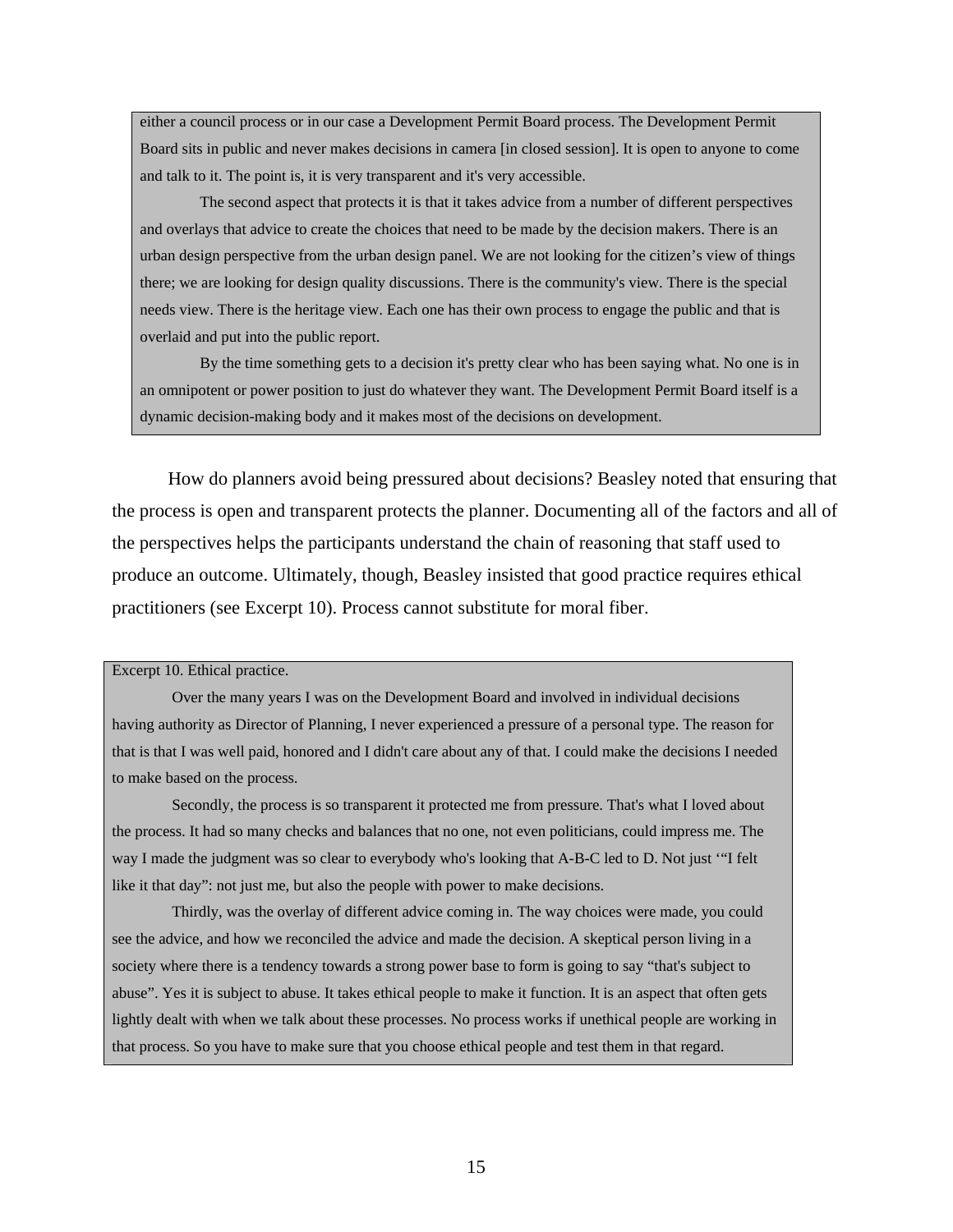> either a council process or in our case a Development Permit Board process. The Development Permit Board sits in public and never makes decisions in camera [in closed session]. It is open to anyone to come and talk to it. The point is, it is very transparent and it's very accessible.
>
> The second aspect that protects it is that it takes advice from a number of different perspectives and overlays that advice to create the choices that need to be made by the decision makers. There is an urban design perspective from the urban design panel. We are not looking for the citizen's view of things there; we are looking for design quality discussions. There is the community's view. There is the special needs view. There is the heritage view. Each one has their own process to engage the public and that is overlaid and put into the public report.
>
> By the time something gets to a decision it's pretty clear who has been saying what. No one is in an omnipotent or power position to just do whatever they want. The Development Permit Board itself is a dynamic decision-making body and it makes most of the decisions on development.

How do planners avoid being pressured about decisions? Beasley noted that ensuring that the process is open and transparent protects the planner. Documenting all of the factors and all of the perspectives helps the participants understand the chain of reasoning that staff used to produce an outcome. Ultimately, though, Beasley insisted that good practice requires ethical practitioners (see Excerpt 10). Process cannot substitute for moral fiber.

> Excerpt 10. Ethical practice.
>
> Over the many years I was on the Development Board and involved in individual decisions having authority as Director of Planning, I never experienced a pressure of a personal type. The reason for that is that I was well paid, honored and I didn't care about any of that. I could make the decisions I needed to make based on the process.
>
> Secondly, the process is so transparent it protected me from pressure. That's what I loved about the process. It had so many checks and balances that no one, not even politicians, could impress me. The way I made the judgment was so clear to everybody who's looking that A-B-C led to D. Not just '"I felt like it that day": not just me, but also the people with power to make decisions.
>
> Thirdly, was the overlay of different advice coming in. The way choices were made, you could see the advice, and how we reconciled the advice and made the decision. A skeptical person living in a society where there is a tendency towards a strong power base to form is going to say "that's subject to abuse". Yes it is subject to abuse. It takes ethical people to make it function. It is an aspect that often gets lightly dealt with when we talk about these processes. No process works if unethical people are working in that process. So you have to make sure that you choose ethical people and test them in that regard.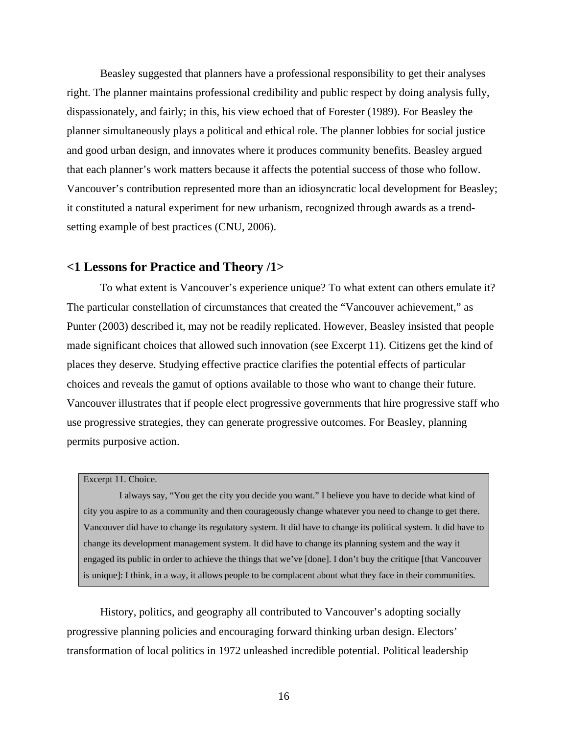Beasley suggested that planners have a professional responsibility to get their analyses right. The planner maintains professional credibility and public respect by doing analysis fully, dispassionately, and fairly; in this, his view echoed that of Forester (1989). For Beasley the planner simultaneously plays a political and ethical role. The planner lobbies for social justice and good urban design, and innovates where it produces community benefits. Beasley argued that each planner's work matters because it affects the potential success of those who follow. Vancouver's contribution represented more than an idiosyncratic local development for Beasley; it constituted a natural experiment for new urbanism, recognized through awards as a trend-setting example of best practices (CNU, 2006).

## <1 Lessons for Practice and Theory /1>

To what extent is Vancouver's experience unique? To what extent can others emulate it? The particular constellation of circumstances that created the "Vancouver achievement," as Punter (2003) described it, may not be readily replicated. However, Beasley insisted that people made significant choices that allowed such innovation (see Excerpt 11). Citizens get the kind of places they deserve. Studying effective practice clarifies the potential effects of particular choices and reveals the gamut of options available to those who want to change their future. Vancouver illustrates that if people elect progressive governments that hire progressive staff who use progressive strategies, they can generate progressive outcomes. For Beasley, planning permits purposive action.

> Excerpt 11. Choice.
>
> I always say, "You get the city you decide you want." I believe you have to decide what kind of city you aspire to as a community and then courageously change whatever you need to change to get there. Vancouver did have to change its regulatory system. It did have to change its political system. It did have to change its development management system. It did have to change its planning system and the way it engaged its public in order to achieve the things that we've [done]. I don't buy the critique [that Vancouver is unique]: I think, in a way, it allows people to be complacent about what they face in their communities.

History, politics, and geography all contributed to Vancouver's adopting socially progressive planning policies and encouraging forward thinking urban design. Electors' transformation of local politics in 1972 unleashed incredible potential. Political leadership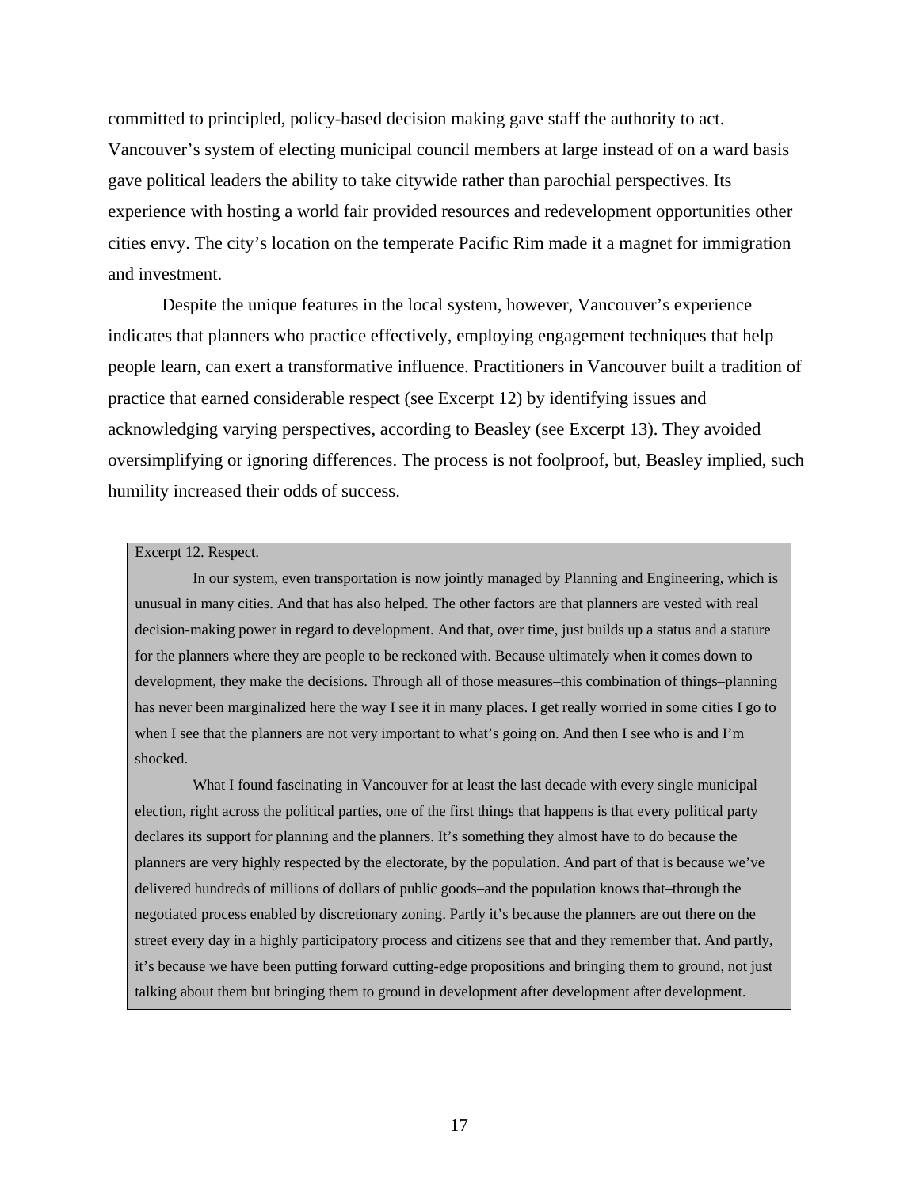committed to principled, policy-based decision making gave staff the authority to act. Vancouver's system of electing municipal council members at large instead of on a ward basis gave political leaders the ability to take citywide rather than parochial perspectives. Its experience with hosting a world fair provided resources and redevelopment opportunities other cities envy. The city's location on the temperate Pacific Rim made it a magnet for immigration and investment.

Despite the unique features in the local system, however, Vancouver's experience indicates that planners who practice effectively, employing engagement techniques that help people learn, can exert a transformative influence. Practitioners in Vancouver built a tradition of practice that earned considerable respect (see Excerpt 12) by identifying issues and acknowledging varying perspectives, according to Beasley (see Excerpt 13). They avoided oversimplifying or ignoring differences. The process is not foolproof, but, Beasley implied, such humility increased their odds of success.

> Excerpt 12. Respect.
>
> In our system, even transportation is now jointly managed by Planning and Engineering, which is unusual in many cities. And that has also helped. The other factors are that planners are vested with real decision-making power in regard to development. And that, over time, just builds up a status and a stature for the planners where they are people to be reckoned with. Because ultimately when it comes down to development, they make the decisions. Through all of those measures–this combination of things–planning has never been marginalized here the way I see it in many places. I get really worried in some cities I go to when I see that the planners are not very important to what's going on. And then I see who is and I'm shocked.
>
> What I found fascinating in Vancouver for at least the last decade with every single municipal election, right across the political parties, one of the first things that happens is that every political party declares its support for planning and the planners. It's something they almost have to do because the planners are very highly respected by the electorate, by the population. And part of that is because we've delivered hundreds of millions of dollars of public goods–and the population knows that–through the negotiated process enabled by discretionary zoning. Partly it's because the planners are out there on the street every day in a highly participatory process and citizens see that and they remember that. And partly, it's because we have been putting forward cutting-edge propositions and bringing them to ground, not just talking about them but bringing them to ground in development after development after development.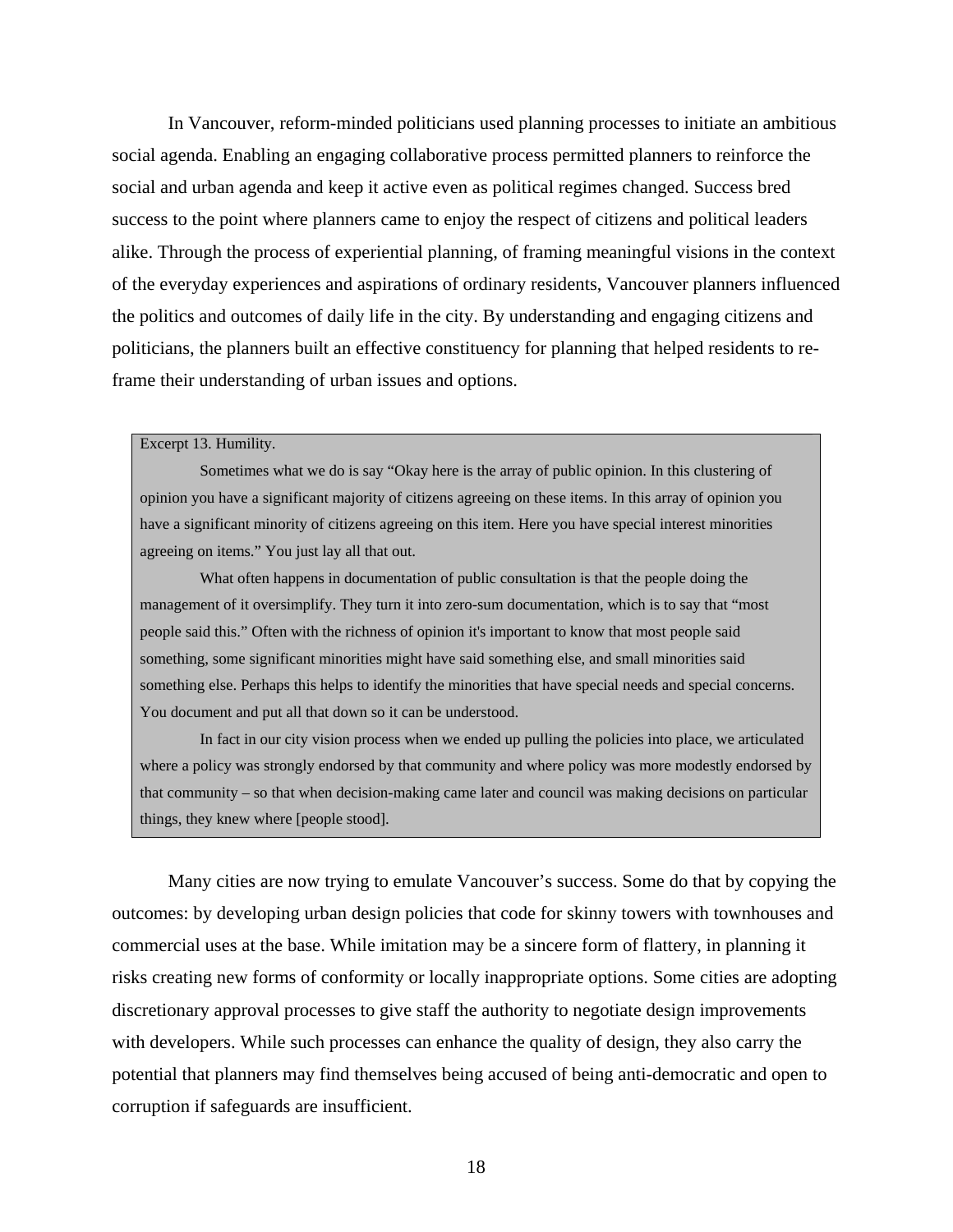In Vancouver, reform-minded politicians used planning processes to initiate an ambitious social agenda. Enabling an engaging collaborative process permitted planners to reinforce the social and urban agenda and keep it active even as political regimes changed. Success bred success to the point where planners came to enjoy the respect of citizens and political leaders alike. Through the process of experiential planning, of framing meaningful visions in the context of the everyday experiences and aspirations of ordinary residents, Vancouver planners influenced the politics and outcomes of daily life in the city. By understanding and engaging citizens and politicians, the planners built an effective constituency for planning that helped residents to re-frame their understanding of urban issues and options.

> Excerpt 13. Humility.
>
> Sometimes what we do is say "Okay here is the array of public opinion. In this clustering of opinion you have a significant majority of citizens agreeing on these items. In this array of opinion you have a significant minority of citizens agreeing on this item. Here you have special interest minorities agreeing on items." You just lay all that out.
>
> What often happens in documentation of public consultation is that the people doing the management of it oversimplify. They turn it into zero-sum documentation, which is to say that "most people said this." Often with the richness of opinion it's important to know that most people said something, some significant minorities might have said something else, and small minorities said something else. Perhaps this helps to identify the minorities that have special needs and special concerns. You document and put all that down so it can be understood.
>
> In fact in our city vision process when we ended up pulling the policies into place, we articulated where a policy was strongly endorsed by that community and where policy was more modestly endorsed by that community – so that when decision-making came later and council was making decisions on particular things, they knew where [people stood].

Many cities are now trying to emulate Vancouver's success. Some do that by copying the outcomes: by developing urban design policies that code for skinny towers with townhouses and commercial uses at the base. While imitation may be a sincere form of flattery, in planning it risks creating new forms of conformity or locally inappropriate options. Some cities are adopting discretionary approval processes to give staff the authority to negotiate design improvements with developers. While such processes can enhance the quality of design, they also carry the potential that planners may find themselves being accused of being anti-democratic and open to corruption if safeguards are insufficient.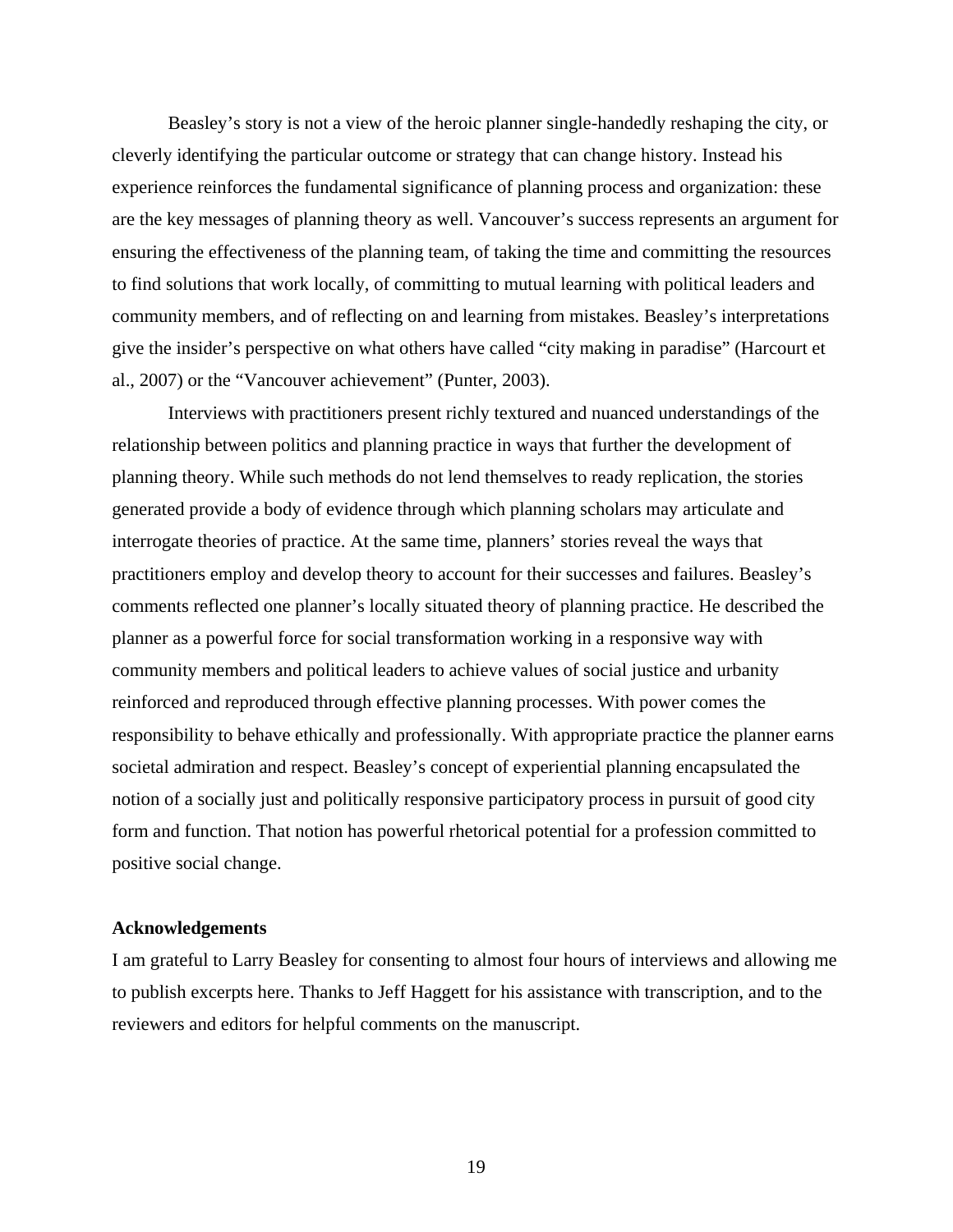Beasley's story is not a view of the heroic planner single-handedly reshaping the city, or cleverly identifying the particular outcome or strategy that can change history. Instead his experience reinforces the fundamental significance of planning process and organization: these are the key messages of planning theory as well. Vancouver's success represents an argument for ensuring the effectiveness of the planning team, of taking the time and committing the resources to find solutions that work locally, of committing to mutual learning with political leaders and community members, and of reflecting on and learning from mistakes. Beasley's interpretations give the insider's perspective on what others have called "city making in paradise" (Harcourt et al., 2007) or the "Vancouver achievement" (Punter, 2003).

Interviews with practitioners present richly textured and nuanced understandings of the relationship between politics and planning practice in ways that further the development of planning theory. While such methods do not lend themselves to ready replication, the stories generated provide a body of evidence through which planning scholars may articulate and interrogate theories of practice. At the same time, planners' stories reveal the ways that practitioners employ and develop theory to account for their successes and failures. Beasley's comments reflected one planner's locally situated theory of planning practice. He described the planner as a powerful force for social transformation working in a responsive way with community members and political leaders to achieve values of social justice and urbanity reinforced and reproduced through effective planning processes. With power comes the responsibility to behave ethically and professionally. With appropriate practice the planner earns societal admiration and respect. Beasley's concept of experiential planning encapsulated the notion of a socially just and politically responsive participatory process in pursuit of good city form and function. That notion has powerful rhetorical potential for a profession committed to positive social change.

**Acknowledgements**

I am grateful to Larry Beasley for consenting to almost four hours of interviews and allowing me to publish excerpts here. Thanks to Jeff Haggett for his assistance with transcription, and to the reviewers and editors for helpful comments on the manuscript.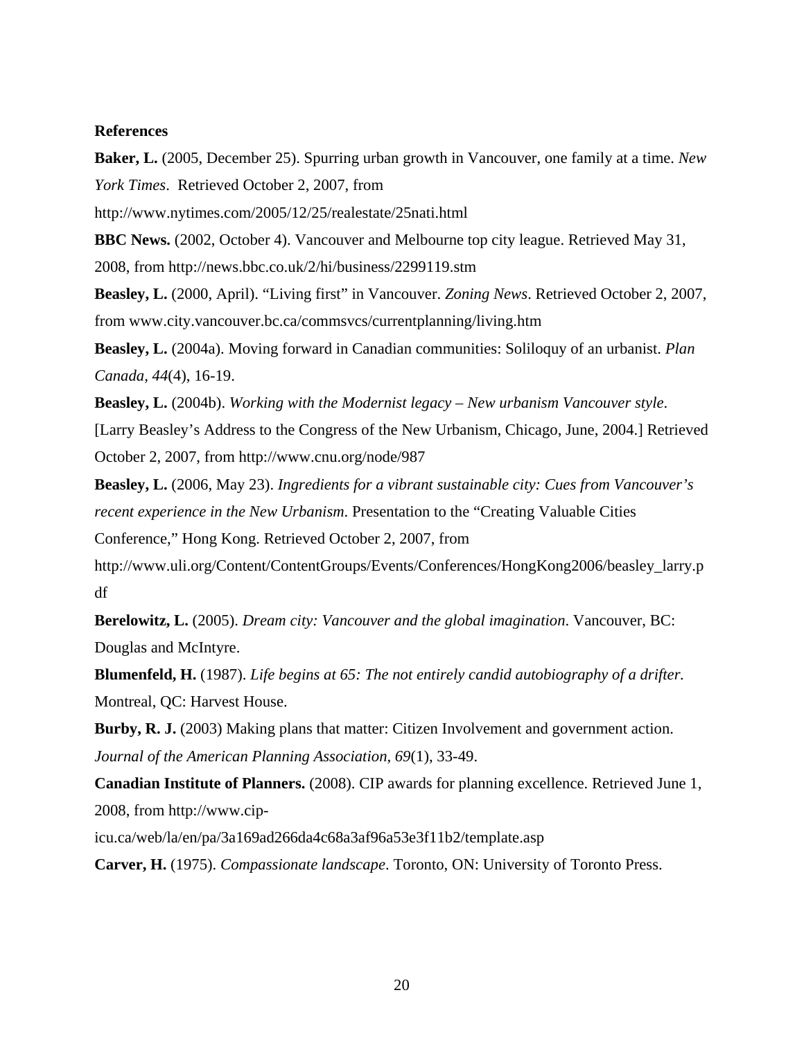**References**

**Baker, L.** (2005, December 25). Spurring urban growth in Vancouver, one family at a time. *New York Times*. Retrieved October 2, 2007, from http://www.nytimes.com/2005/12/25/realestate/25nati.html

**BBC News.** (2002, October 4). Vancouver and Melbourne top city league. Retrieved May 31, 2008, from http://news.bbc.co.uk/2/hi/business/2299119.stm

**Beasley, L.** (2000, April). "Living first" in Vancouver. *Zoning News*. Retrieved October 2, 2007, from www.city.vancouver.bc.ca/commsvcs/currentplanning/living.htm

**Beasley, L.** (2004a). Moving forward in Canadian communities: Soliloquy of an urbanist. *Plan Canada, 44*(4), 16-19.

**Beasley, L.** (2004b). *Working with the Modernist legacy – New urbanism Vancouver style*. [Larry Beasley's Address to the Congress of the New Urbanism, Chicago, June, 2004.] Retrieved October 2, 2007, from http://www.cnu.org/node/987

**Beasley, L.** (2006, May 23). *Ingredients for a vibrant sustainable city: Cues from Vancouver's recent experience in the New Urbanism*. Presentation to the "Creating Valuable Cities Conference," Hong Kong. Retrieved October 2, 2007, from http://www.uli.org/Content/ContentGroups/Events/Conferences/HongKong2006/beasley_larry.pdf

**Berelowitz, L.** (2005). *Dream city: Vancouver and the global imagination*. Vancouver, BC: Douglas and McIntyre.

**Blumenfeld, H.** (1987). *Life begins at 65: The not entirely candid autobiography of a drifter.* Montreal, QC: Harvest House.

**Burby, R. J.** (2003) Making plans that matter: Citizen Involvement and government action. *Journal of the American Planning Association*, *69*(1), 33-49.

**Canadian Institute of Planners.** (2008). CIP awards for planning excellence. Retrieved June 1, 2008, from http://www.cip-icu.ca/web/la/en/pa/3a169ad266da4c68a3af96a53e3f11b2/template.asp

**Carver, H.** (1975). *Compassionate landscape*. Toronto, ON: University of Toronto Press.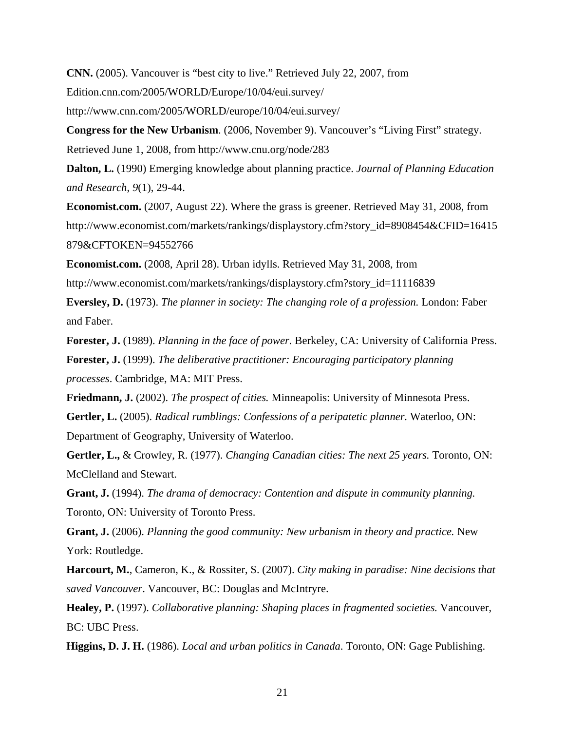**CNN.** (2005). Vancouver is "best city to live." Retrieved July 22, 2007, from Edition.cnn.com/2005/WORLD/Europe/10/04/eui.survey/ http://www.cnn.com/2005/WORLD/europe/10/04/eui.survey/

**Congress for the New Urbanism**. (2006, November 9). Vancouver's "Living First" strategy. Retrieved June 1, 2008, from http://www.cnu.org/node/283

**Dalton, L.** (1990) Emerging knowledge about planning practice. *Journal of Planning Education and Research*, *9*(1), 29-44.

**Economist.com.** (2007, August 22). Where the grass is greener. Retrieved May 31, 2008, from http://www.economist.com/markets/rankings/displaystory.cfm?story_id=8908454&CFID=16415879&CFTOKEN=94552766

**Economist.com.** (2008, April 28). Urban idylls. Retrieved May 31, 2008, from http://www.economist.com/markets/rankings/displaystory.cfm?story_id=11116839

**Eversley, D.** (1973). *The planner in society: The changing role of a profession.* London: Faber and Faber.

**Forester, J.** (1989). *Planning in the face of power.* Berkeley, CA: University of California Press.

**Forester, J.** (1999). *The deliberative practitioner: Encouraging participatory planning processes*. Cambridge, MA: MIT Press.

**Friedmann, J.** (2002). *The prospect of cities.* Minneapolis: University of Minnesota Press.

**Gertler, L.** (2005). *Radical rumblings: Confessions of a peripatetic planner.* Waterloo, ON: Department of Geography, University of Waterloo.

**Gertler, L.,** & Crowley, R. (1977). *Changing Canadian cities: The next 25 years.* Toronto, ON: McClelland and Stewart.

**Grant, J.** (1994). *The drama of democracy: Contention and dispute in community planning.* Toronto, ON: University of Toronto Press.

**Grant, J.** (2006). *Planning the good community: New urbanism in theory and practice.* New York: Routledge.

**Harcourt, M.**, Cameron, K., & Rossiter, S. (2007). *City making in paradise: Nine decisions that saved Vancouver*. Vancouver, BC: Douglas and McIntryre.

**Healey, P.** (1997). *Collaborative planning: Shaping places in fragmented societies.* Vancouver, BC: UBC Press.

**Higgins, D. J. H.** (1986). *Local and urban politics in Canada*. Toronto, ON: Gage Publishing.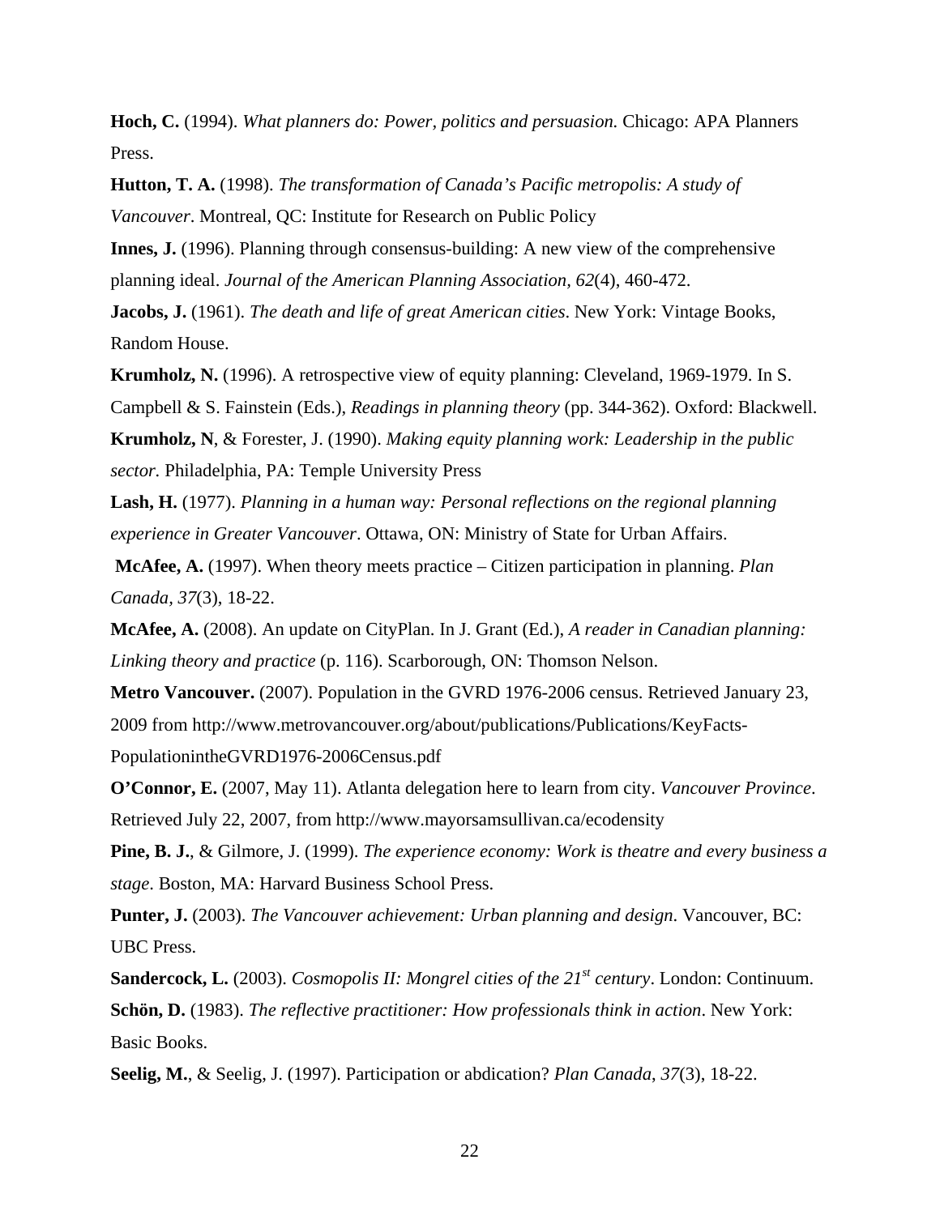**Hoch, C.** (1994). *What planners do: Power, politics and persuasion.* Chicago: APA Planners Press.

**Hutton, T. A.** (1998). *The transformation of Canada's Pacific metropolis: A study of Vancouver*. Montreal, QC: Institute for Research on Public Policy

**Innes, J.** (1996). Planning through consensus-building: A new view of the comprehensive planning ideal. *Journal of the American Planning Association, 62*(4), 460-472.

**Jacobs, J.** (1961). *The death and life of great American cities*. New York: Vintage Books, Random House.

**Krumholz, N.** (1996). A retrospective view of equity planning: Cleveland, 1969-1979. In S. Campbell & S. Fainstein (Eds.), *Readings in planning theory* (pp. 344-362). Oxford: Blackwell.

**Krumholz, N**, & Forester, J. (1990). *Making equity planning work: Leadership in the public sector.* Philadelphia, PA: Temple University Press

**Lash, H.** (1977). *Planning in a human way: Personal reflections on the regional planning experience in Greater Vancouver*. Ottawa, ON: Ministry of State for Urban Affairs.

**McAfee, A.** (1997). When theory meets practice – Citizen participation in planning. *Plan Canada, 37*(3), 18-22.

**McAfee, A.** (2008). An update on CityPlan. In J. Grant (Ed.), *A reader in Canadian planning: Linking theory and practice* (p. 116). Scarborough, ON: Thomson Nelson.

**Metro Vancouver.** (2007). Population in the GVRD 1976-2006 census. Retrieved January 23, 2009 from http://www.metrovancouver.org/about/publications/Publications/KeyFacts-PopulationintheGVRD1976-2006Census.pdf

**O'Connor, E.** (2007, May 11). Atlanta delegation here to learn from city. *Vancouver Province*. Retrieved July 22, 2007, from http://www.mayorsamsullivan.ca/ecodensity

**Pine, B. J.**, & Gilmore, J. (1999). *The experience economy: Work is theatre and every business a stage*. Boston, MA: Harvard Business School Press.

**Punter, J.** (2003). *The Vancouver achievement: Urban planning and design*. Vancouver, BC: UBC Press.

**Sandercock, L.** (2003). *Cosmopolis II: Mongrel cities of the 21st century*. London: Continuum.

**Schön, D.** (1983). *The reflective practitioner: How professionals think in action*. New York: Basic Books.

**Seelig, M.**, & Seelig, J. (1997). Participation or abdication? *Plan Canada*, *37*(3), 18-22.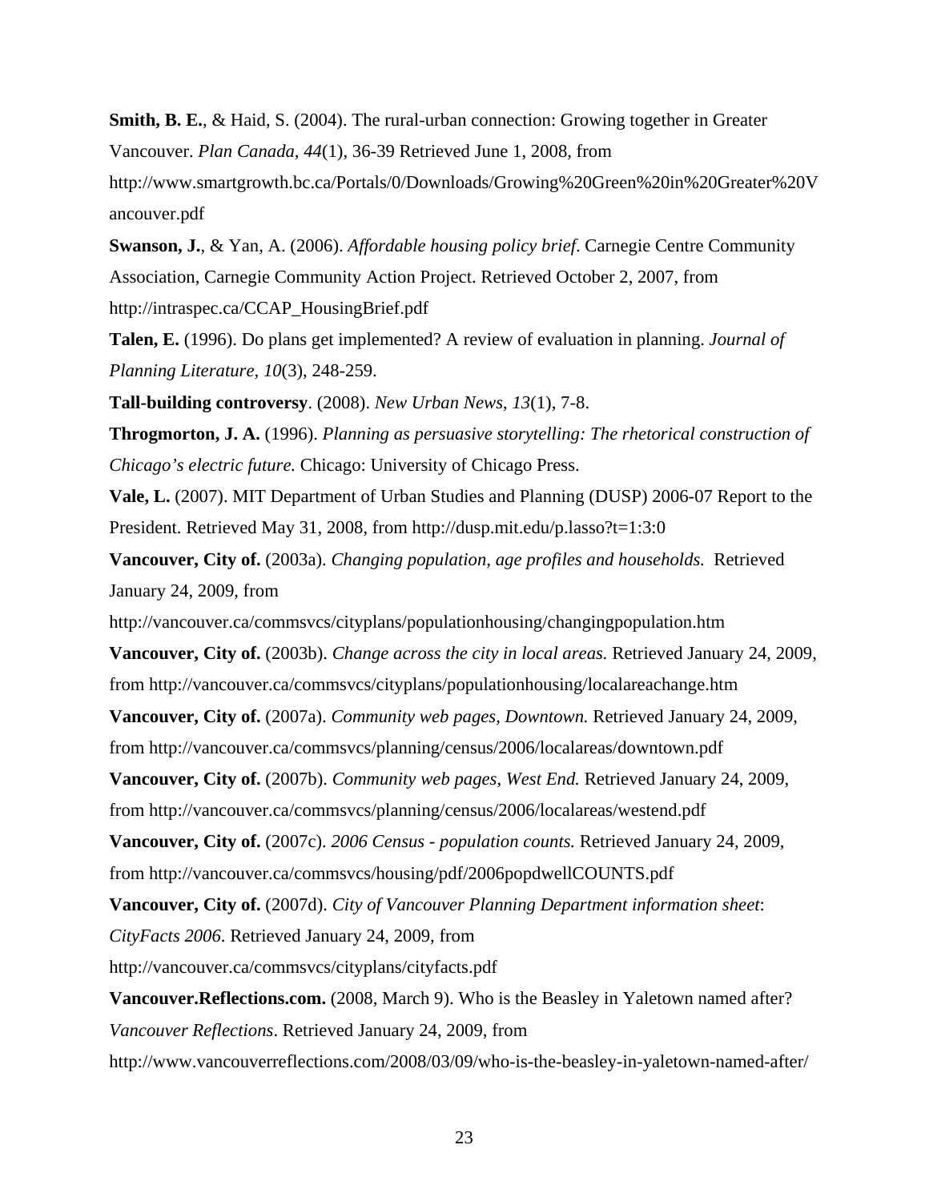**Smith, B. E.**, & Haid, S. (2004). The rural-urban connection: Growing together in Greater Vancouver. *Plan Canada, 44*(1), 36-39 Retrieved June 1, 2008, from http://www.smartgrowth.bc.ca/Portals/0/Downloads/Growing%20Green%20in%20Greater%20Vancouver.pdf

**Swanson, J.**, & Yan, A. (2006). *Affordable housing policy brief*. Carnegie Centre Community Association, Carnegie Community Action Project. Retrieved October 2, 2007, from http://intraspec.ca/CCAP_HousingBrief.pdf

**Talen, E.** (1996). Do plans get implemented? A review of evaluation in planning. *Journal of Planning Literature*, *10*(3), 248-259.

**Tall-building controversy**. (2008). *New Urban News*, *13*(1), 7-8.

**Throgmorton, J. A.** (1996). *Planning as persuasive storytelling: The rhetorical construction of Chicago's electric future.* Chicago: University of Chicago Press.

**Vale, L.** (2007). MIT Department of Urban Studies and Planning (DUSP) 2006-07 Report to the President. Retrieved May 31, 2008, from http://dusp.mit.edu/p.lasso?t=1:3:0

**Vancouver, City of.** (2003a). *Changing population, age profiles and households.* Retrieved January 24, 2009, from http://vancouver.ca/commsvcs/cityplans/populationhousing/changingpopulation.htm

**Vancouver, City of.** (2003b). *Change across the city in local areas.* Retrieved January 24, 2009, from http://vancouver.ca/commsvcs/cityplans/populationhousing/localareachange.htm

**Vancouver, City of.** (2007a). *Community web pages, Downtown.* Retrieved January 24, 2009, from http://vancouver.ca/commsvcs/planning/census/2006/localareas/downtown.pdf

**Vancouver, City of.** (2007b). *Community web pages, West End.* Retrieved January 24, 2009, from http://vancouver.ca/commsvcs/planning/census/2006/localareas/westend.pdf

**Vancouver, City of.** (2007c). *2006 Census - population counts.* Retrieved January 24, 2009, from http://vancouver.ca/commsvcs/housing/pdf/2006popdwellCOUNTS.pdf

**Vancouver, City of.** (2007d). *City of Vancouver Planning Department information sheet*: *CityFacts 2006*. Retrieved January 24, 2009, from http://vancouver.ca/commsvcs/cityplans/cityfacts.pdf

**Vancouver.Reflections.com.** (2008, March 9). Who is the Beasley in Yaletown named after? *Vancouver Reflections*. Retrieved January 24, 2009, from http://www.vancouverreflections.com/2008/03/09/who-is-the-beasley-in-yaletown-named-after/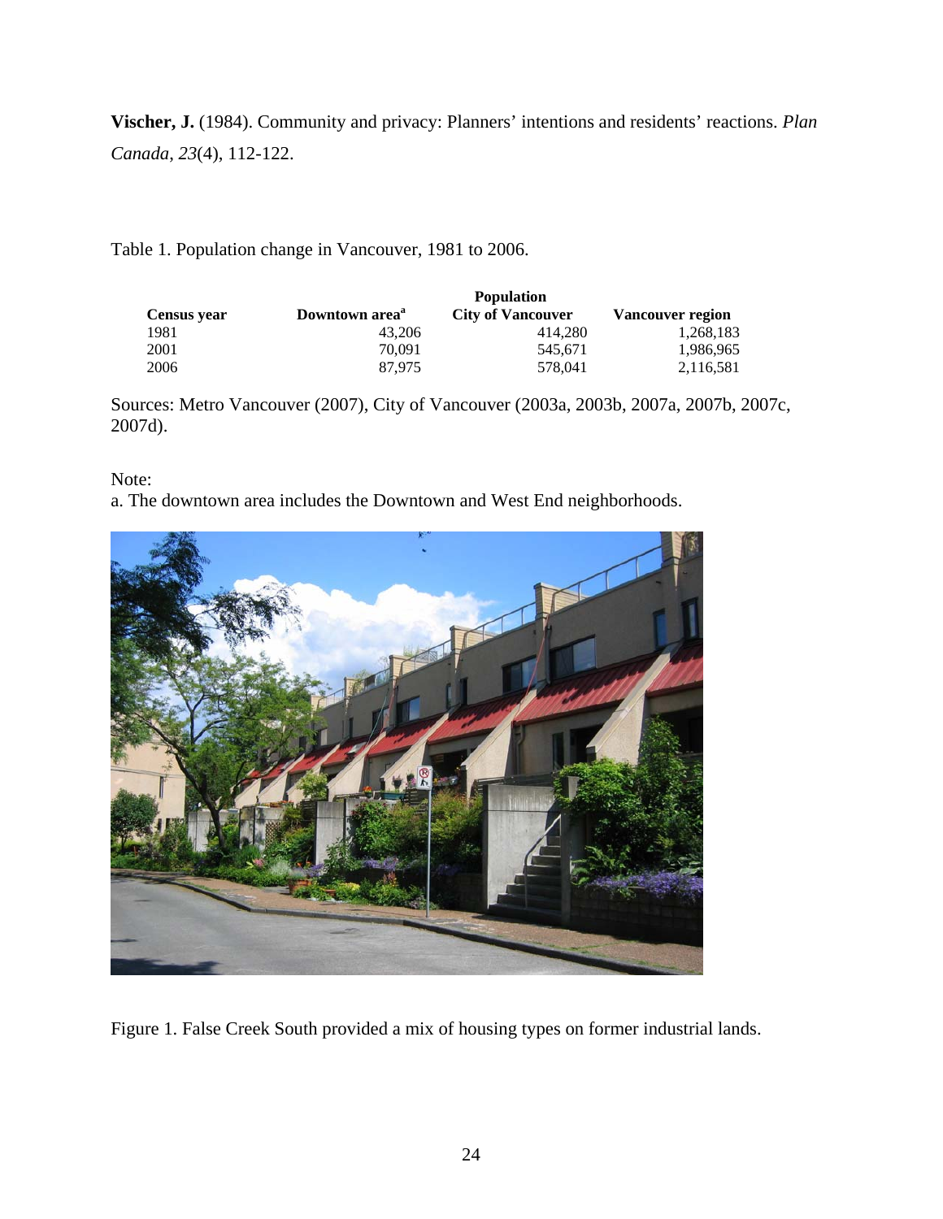**Vischer, J.** (1984). Community and privacy: Planners' intentions and residents' reactions. *Plan Canada*, *23*(4), 112-122.

Table 1. Population change in Vancouver, 1981 to 2006.

| | Population | | |
|---|---|---|---|
| **Census year** | **Downtown area[a]** | **City of Vancouver** | **Vancouver region** |
| 1981 | 43,206 | 414,280 | 1,268,183 |
| 2001 | 70,091 | 545,671 | 1,986,965 |
| 2006 | 87,975 | 578,041 | 2,116,581 |

Sources: Metro Vancouver (2007), City of Vancouver (2003a, 2003b, 2007a, 2007b, 2007c, 2007d).

Note:
a. The downtown area includes the Downtown and West End neighborhoods.

Figure 1. False Creek South provided a mix of housing types on former industrial lands.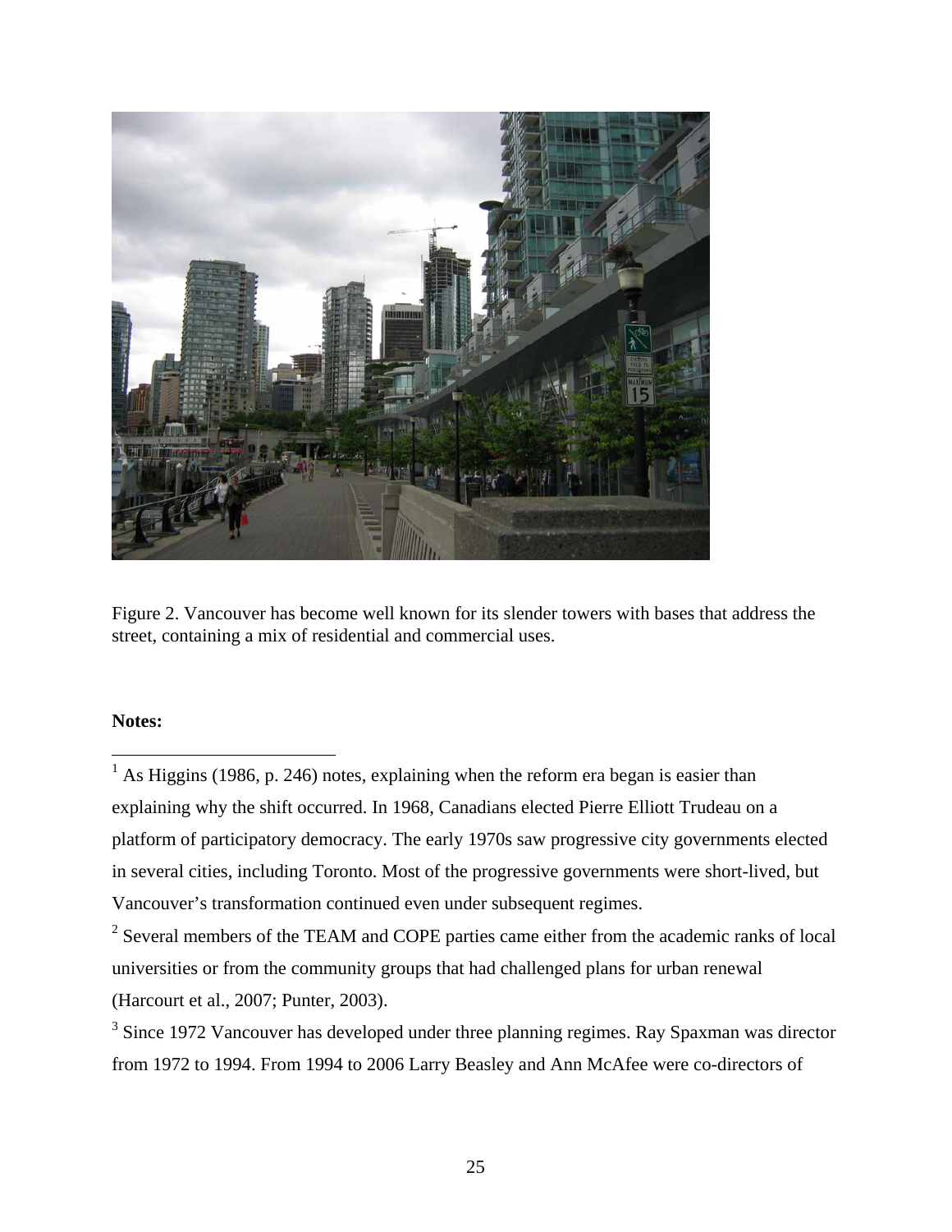Figure 2. Vancouver has become well known for its slender towers with bases that address the street, containing a mix of residential and commercial uses.

**Notes:**

[1] As Higgins (1986, p. 246) notes, explaining when the reform era began is easier than explaining why the shift occurred. In 1968, Canadians elected Pierre Elliott Trudeau on a platform of participatory democracy. The early 1970s saw progressive city governments elected in several cities, including Toronto. Most of the progressive governments were short-lived, but Vancouver's transformation continued even under subsequent regimes.

[2] Several members of the TEAM and COPE parties came either from the academic ranks of local universities or from the community groups that had challenged plans for urban renewal (Harcourt et al., 2007; Punter, 2003).

[3] Since 1972 Vancouver has developed under three planning regimes. Ray Spaxman was director from 1972 to 1994. From 1994 to 2006 Larry Beasley and Ann McAfee were co-directors of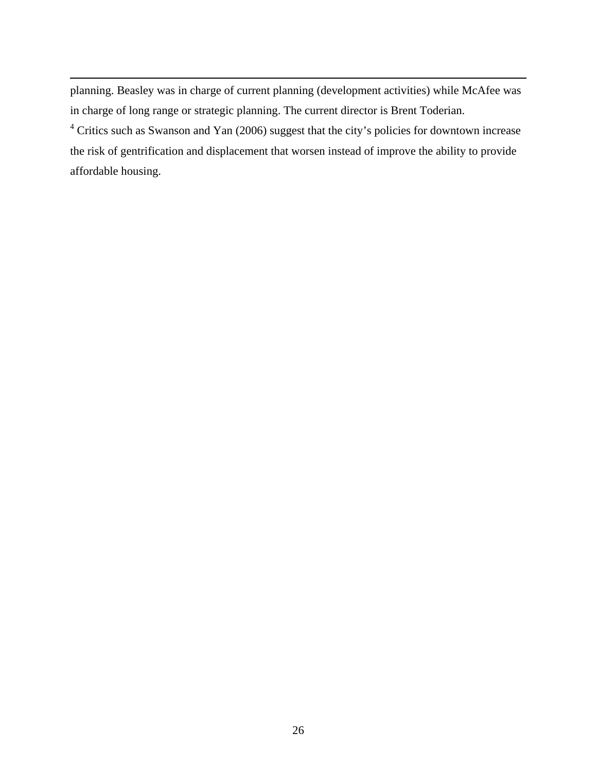planning. Beasley was in charge of current planning (development activities) while McAfee was in charge of long range or strategic planning. The current director is Brent Toderian.

[4] Critics such as Swanson and Yan (2006) suggest that the city's policies for downtown increase the risk of gentrification and displacement that worsen instead of improve the ability to provide affordable housing.